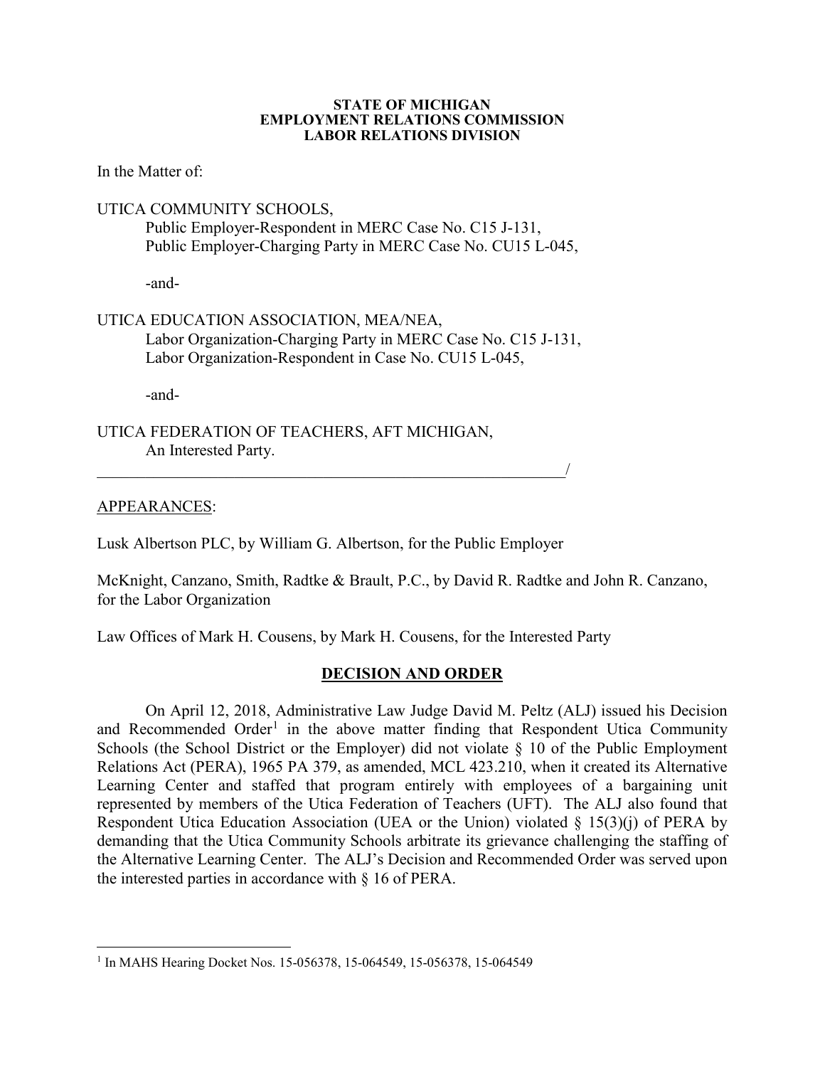**STATE OF MICHIGAN**
**EMPLOYMENT RELATIONS COMMISSION**
**LABOR RELATIONS DIVISION**

In the Matter of:

UTICA COMMUNITY SCHOOLS,
Public Employer-Respondent in MERC Case No. C15 J-131,
Public Employer-Charging Party in MERC Case No. CU15 L-045,

-and-

UTICA EDUCATION ASSOCIATION, MEA/NEA,
Labor Organization-Charging Party in MERC Case No. C15 J-131,
Labor Organization-Respondent in Case No. CU15 L-045,

-and-

UTICA FEDERATION OF TEACHERS, AFT MICHIGAN,
An Interested Party.
_______________________________________________________________/

APPEARANCES:

Lusk Albertson PLC, by William G. Albertson, for the Public Employer

McKnight, Canzano, Smith, Radtke & Brault, P.C., by David R. Radtke and John R. Canzano, for the Labor Organization

Law Offices of Mark H. Cousens, by Mark H. Cousens, for the Interested Party

## DECISION AND ORDER

On April 12, 2018, Administrative Law Judge David M. Peltz (ALJ) issued his Decision and Recommended Order[1] in the above matter finding that Respondent Utica Community Schools (the School District or the Employer) did not violate § 10 of the Public Employment Relations Act (PERA), 1965 PA 379, as amended, MCL 423.210, when it created its Alternative Learning Center and staffed that program entirely with employees of a bargaining unit represented by members of the Utica Federation of Teachers (UFT). The ALJ also found that Respondent Utica Education Association (UEA or the Union) violated § 15(3)(j) of PERA by demanding that the Utica Community Schools arbitrate its grievance challenging the staffing of the Alternative Learning Center. The ALJ's Decision and Recommended Order was served upon the interested parties in accordance with § 16 of PERA.

---

[1] In MAHS Hearing Docket Nos. 15-056378, 15-064549, 15-056378, 15-064549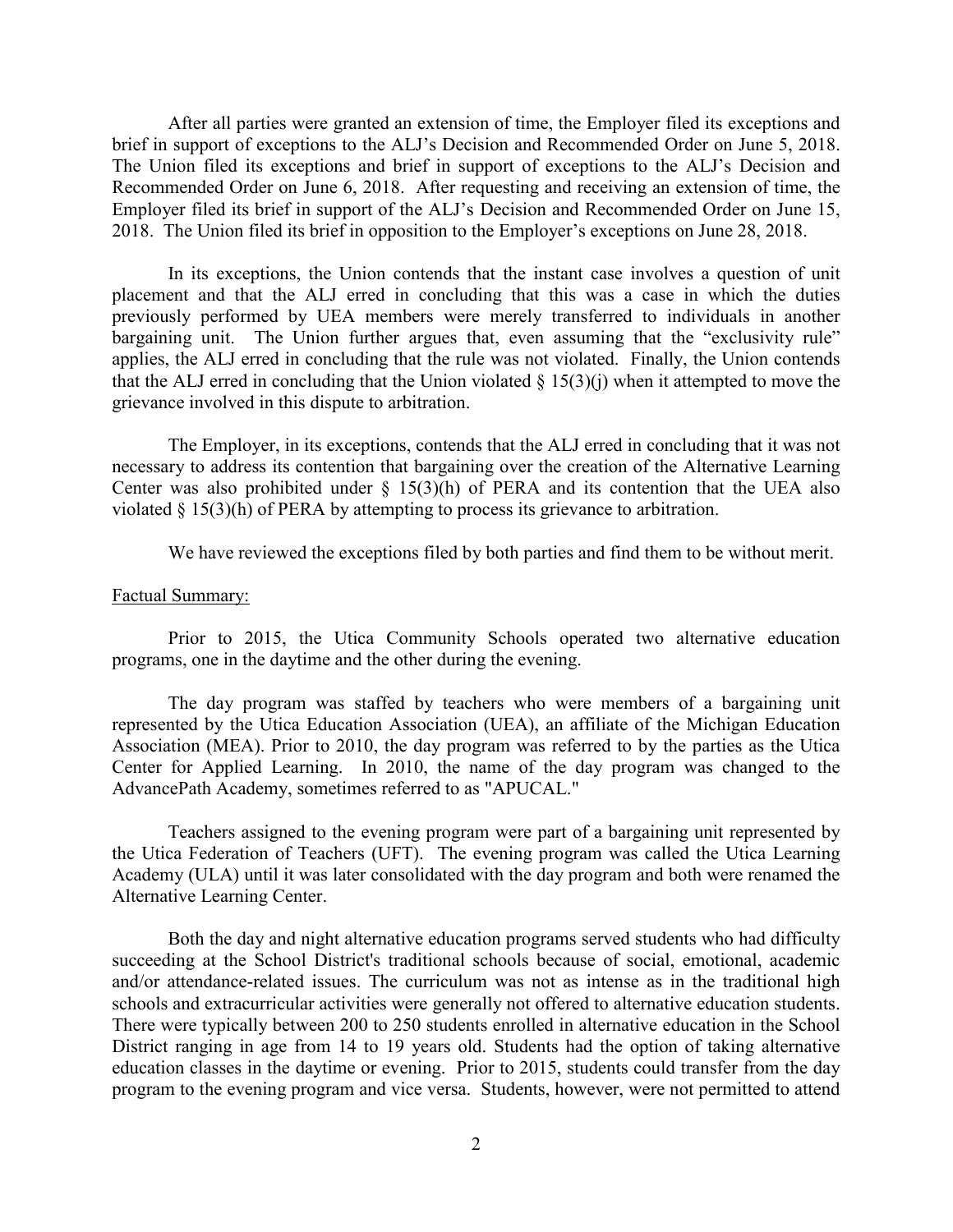After all parties were granted an extension of time, the Employer filed its exceptions and brief in support of exceptions to the ALJ's Decision and Recommended Order on June 5, 2018. The Union filed its exceptions and brief in support of exceptions to the ALJ's Decision and Recommended Order on June 6, 2018. After requesting and receiving an extension of time, the Employer filed its brief in support of the ALJ's Decision and Recommended Order on June 15, 2018. The Union filed its brief in opposition to the Employer's exceptions on June 28, 2018.

In its exceptions, the Union contends that the instant case involves a question of unit placement and that the ALJ erred in concluding that this was a case in which the duties previously performed by UEA members were merely transferred to individuals in another bargaining unit. The Union further argues that, even assuming that the "exclusivity rule" applies, the ALJ erred in concluding that the rule was not violated. Finally, the Union contends that the ALJ erred in concluding that the Union violated § 15(3)(j) when it attempted to move the grievance involved in this dispute to arbitration.

The Employer, in its exceptions, contends that the ALJ erred in concluding that it was not necessary to address its contention that bargaining over the creation of the Alternative Learning Center was also prohibited under § 15(3)(h) of PERA and its contention that the UEA also violated § 15(3)(h) of PERA by attempting to process its grievance to arbitration.

We have reviewed the exceptions filed by both parties and find them to be without merit.

Factual Summary:

Prior to 2015, the Utica Community Schools operated two alternative education programs, one in the daytime and the other during the evening.

The day program was staffed by teachers who were members of a bargaining unit represented by the Utica Education Association (UEA), an affiliate of the Michigan Education Association (MEA). Prior to 2010, the day program was referred to by the parties as the Utica Center for Applied Learning. In 2010, the name of the day program was changed to the AdvancePath Academy, sometimes referred to as "APUCAL."

Teachers assigned to the evening program were part of a bargaining unit represented by the Utica Federation of Teachers (UFT). The evening program was called the Utica Learning Academy (ULA) until it was later consolidated with the day program and both were renamed the Alternative Learning Center.

Both the day and night alternative education programs served students who had difficulty succeeding at the School District's traditional schools because of social, emotional, academic and/or attendance-related issues. The curriculum was not as intense as in the traditional high schools and extracurricular activities were generally not offered to alternative education students. There were typically between 200 to 250 students enrolled in alternative education in the School District ranging in age from 14 to 19 years old. Students had the option of taking alternative education classes in the daytime or evening. Prior to 2015, students could transfer from the day program to the evening program and vice versa. Students, however, were not permitted to attend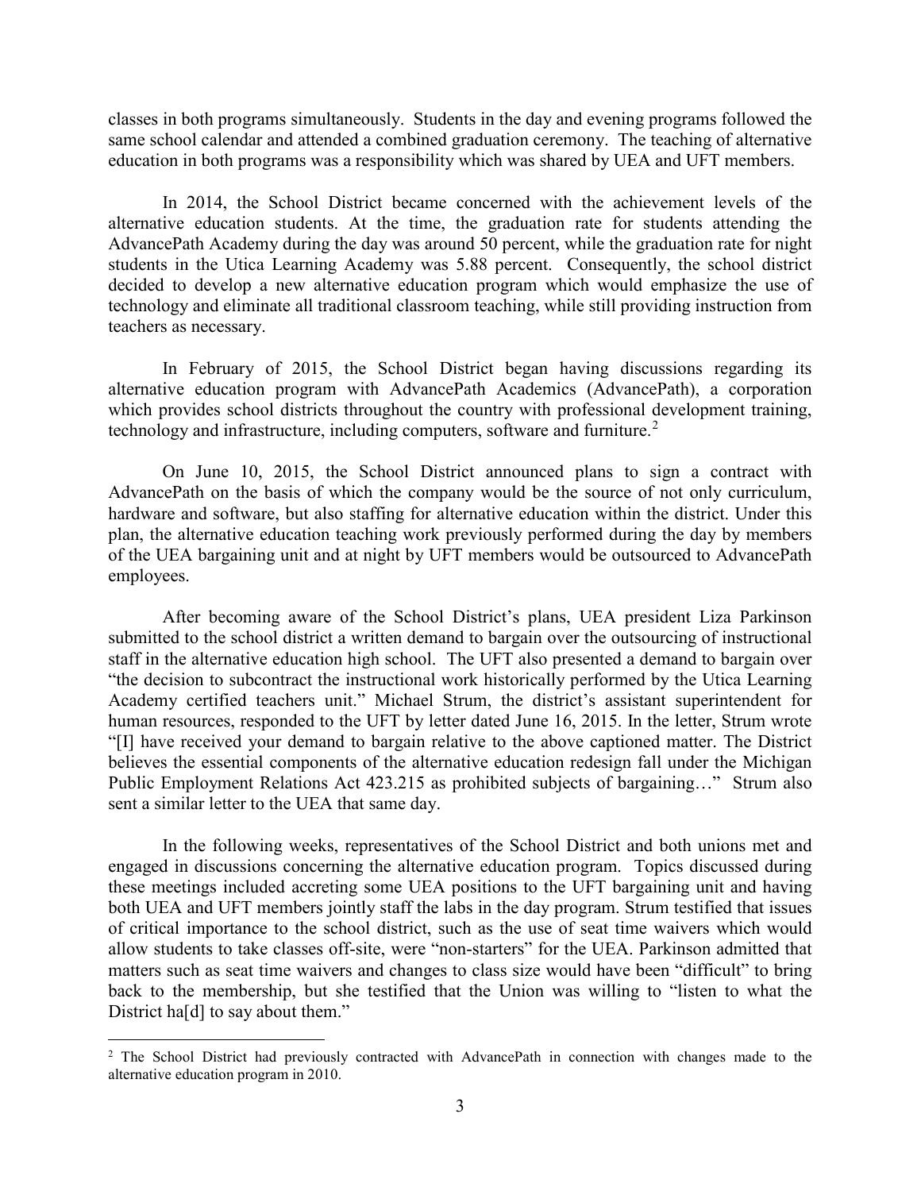classes in both programs simultaneously. Students in the day and evening programs followed the same school calendar and attended a combined graduation ceremony. The teaching of alternative education in both programs was a responsibility which was shared by UEA and UFT members.

In 2014, the School District became concerned with the achievement levels of the alternative education students. At the time, the graduation rate for students attending the AdvancePath Academy during the day was around 50 percent, while the graduation rate for night students in the Utica Learning Academy was 5.88 percent. Consequently, the school district decided to develop a new alternative education program which would emphasize the use of technology and eliminate all traditional classroom teaching, while still providing instruction from teachers as necessary.

In February of 2015, the School District began having discussions regarding its alternative education program with AdvancePath Academics (AdvancePath), a corporation which provides school districts throughout the country with professional development training, technology and infrastructure, including computers, software and furniture.[2]

On June 10, 2015, the School District announced plans to sign a contract with AdvancePath on the basis of which the company would be the source of not only curriculum, hardware and software, but also staffing for alternative education within the district. Under this plan, the alternative education teaching work previously performed during the day by members of the UEA bargaining unit and at night by UFT members would be outsourced to AdvancePath employees.

After becoming aware of the School District's plans, UEA president Liza Parkinson submitted to the school district a written demand to bargain over the outsourcing of instructional staff in the alternative education high school. The UFT also presented a demand to bargain over "the decision to subcontract the instructional work historically performed by the Utica Learning Academy certified teachers unit." Michael Strum, the district's assistant superintendent for human resources, responded to the UFT by letter dated June 16, 2015. In the letter, Strum wrote "[I] have received your demand to bargain relative to the above captioned matter. The District believes the essential components of the alternative education redesign fall under the Michigan Public Employment Relations Act 423.215 as prohibited subjects of bargaining…" Strum also sent a similar letter to the UEA that same day.

In the following weeks, representatives of the School District and both unions met and engaged in discussions concerning the alternative education program. Topics discussed during these meetings included accreting some UEA positions to the UFT bargaining unit and having both UEA and UFT members jointly staff the labs in the day program. Strum testified that issues of critical importance to the school district, such as the use of seat time waivers which would allow students to take classes off-site, were "non-starters" for the UEA. Parkinson admitted that matters such as seat time waivers and changes to class size would have been "difficult" to bring back to the membership, but she testified that the Union was willing to "listen to what the District ha[d] to say about them."

[2] The School District had previously contracted with AdvancePath in connection with changes made to the alternative education program in 2010.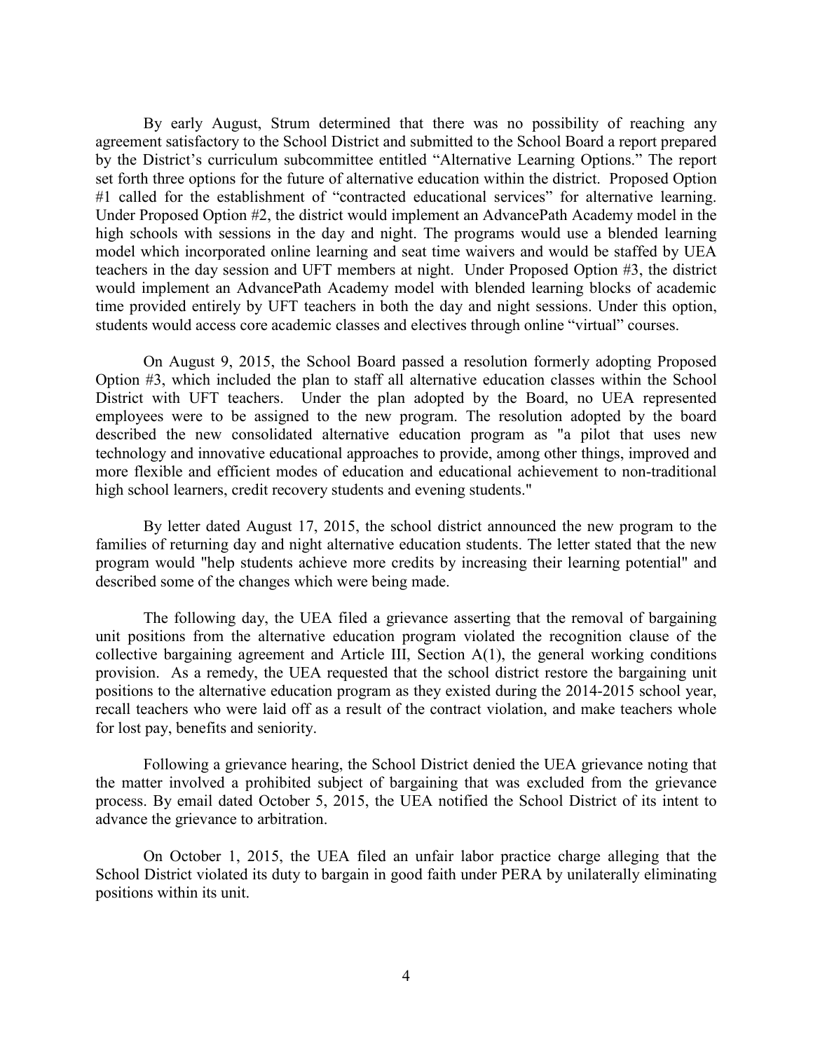By early August, Strum determined that there was no possibility of reaching any agreement satisfactory to the School District and submitted to the School Board a report prepared by the District's curriculum subcommittee entitled "Alternative Learning Options." The report set forth three options for the future of alternative education within the district. Proposed Option #1 called for the establishment of "contracted educational services" for alternative learning. Under Proposed Option #2, the district would implement an AdvancePath Academy model in the high schools with sessions in the day and night. The programs would use a blended learning model which incorporated online learning and seat time waivers and would be staffed by UEA teachers in the day session and UFT members at night. Under Proposed Option #3, the district would implement an AdvancePath Academy model with blended learning blocks of academic time provided entirely by UFT teachers in both the day and night sessions. Under this option, students would access core academic classes and electives through online "virtual" courses.

On August 9, 2015, the School Board passed a resolution formerly adopting Proposed Option #3, which included the plan to staff all alternative education classes within the School District with UFT teachers. Under the plan adopted by the Board, no UEA represented employees were to be assigned to the new program. The resolution adopted by the board described the new consolidated alternative education program as "a pilot that uses new technology and innovative educational approaches to provide, among other things, improved and more flexible and efficient modes of education and educational achievement to non-traditional high school learners, credit recovery students and evening students."

By letter dated August 17, 2015, the school district announced the new program to the families of returning day and night alternative education students. The letter stated that the new program would "help students achieve more credits by increasing their learning potential" and described some of the changes which were being made.

The following day, the UEA filed a grievance asserting that the removal of bargaining unit positions from the alternative education program violated the recognition clause of the collective bargaining agreement and Article III, Section A(1), the general working conditions provision. As a remedy, the UEA requested that the school district restore the bargaining unit positions to the alternative education program as they existed during the 2014-2015 school year, recall teachers who were laid off as a result of the contract violation, and make teachers whole for lost pay, benefits and seniority.

Following a grievance hearing, the School District denied the UEA grievance noting that the matter involved a prohibited subject of bargaining that was excluded from the grievance process. By email dated October 5, 2015, the UEA notified the School District of its intent to advance the grievance to arbitration.

On October 1, 2015, the UEA filed an unfair labor practice charge alleging that the School District violated its duty to bargain in good faith under PERA by unilaterally eliminating positions within its unit.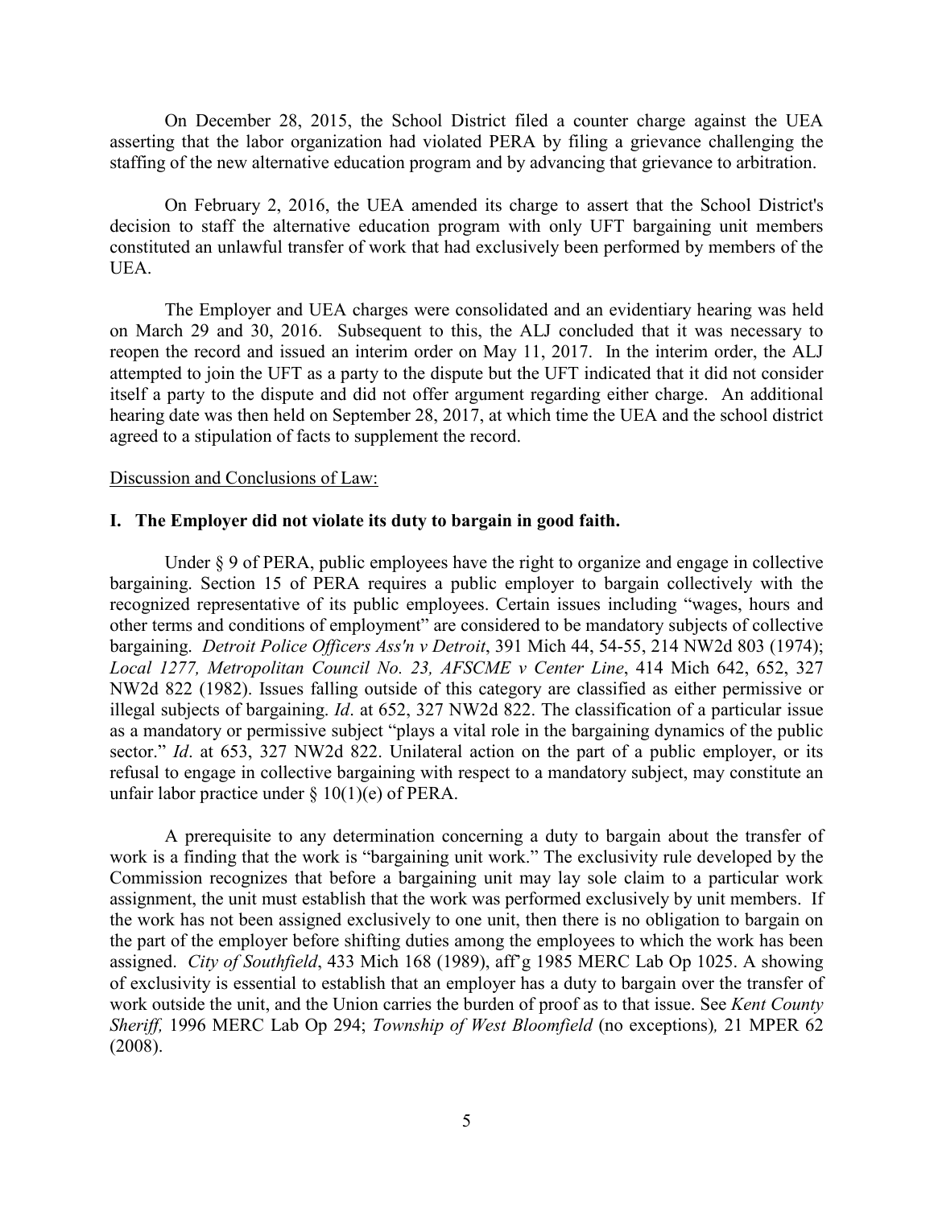On December 28, 2015, the School District filed a counter charge against the UEA asserting that the labor organization had violated PERA by filing a grievance challenging the staffing of the new alternative education program and by advancing that grievance to arbitration.

On February 2, 2016, the UEA amended its charge to assert that the School District's decision to staff the alternative education program with only UFT bargaining unit members constituted an unlawful transfer of work that had exclusively been performed by members of the UEA.

The Employer and UEA charges were consolidated and an evidentiary hearing was held on March 29 and 30, 2016. Subsequent to this, the ALJ concluded that it was necessary to reopen the record and issued an interim order on May 11, 2017. In the interim order, the ALJ attempted to join the UFT as a party to the dispute but the UFT indicated that it did not consider itself a party to the dispute and did not offer argument regarding either charge. An additional hearing date was then held on September 28, 2017, at which time the UEA and the school district agreed to a stipulation of facts to supplement the record.

Discussion and Conclusions of Law:

**I. The Employer did not violate its duty to bargain in good faith.**

Under § 9 of PERA, public employees have the right to organize and engage in collective bargaining. Section 15 of PERA requires a public employer to bargain collectively with the recognized representative of its public employees. Certain issues including "wages, hours and other terms and conditions of employment" are considered to be mandatory subjects of collective bargaining. *Detroit Police Officers Ass'n v Detroit*, 391 Mich 44, 54-55, 214 NW2d 803 (1974); *Local 1277, Metropolitan Council No. 23, AFSCME v Center Line*, 414 Mich 642, 652, 327 NW2d 822 (1982). Issues falling outside of this category are classified as either permissive or illegal subjects of bargaining. *Id*. at 652, 327 NW2d 822. The classification of a particular issue as a mandatory or permissive subject "plays a vital role in the bargaining dynamics of the public sector." *Id*. at 653, 327 NW2d 822. Unilateral action on the part of a public employer, or its refusal to engage in collective bargaining with respect to a mandatory subject, may constitute an unfair labor practice under § 10(1)(e) of PERA.

A prerequisite to any determination concerning a duty to bargain about the transfer of work is a finding that the work is "bargaining unit work." The exclusivity rule developed by the Commission recognizes that before a bargaining unit may lay sole claim to a particular work assignment, the unit must establish that the work was performed exclusively by unit members. If the work has not been assigned exclusively to one unit, then there is no obligation to bargain on the part of the employer before shifting duties among the employees to which the work has been assigned. *City of Southfield*, 433 Mich 168 (1989), aff'g 1985 MERC Lab Op 1025. A showing of exclusivity is essential to establish that an employer has a duty to bargain over the transfer of work outside the unit, and the Union carries the burden of proof as to that issue. See *Kent County Sheriff,* 1996 MERC Lab Op 294; *Township of West Bloomfield* (no exceptions)*,* 21 MPER 62 (2008).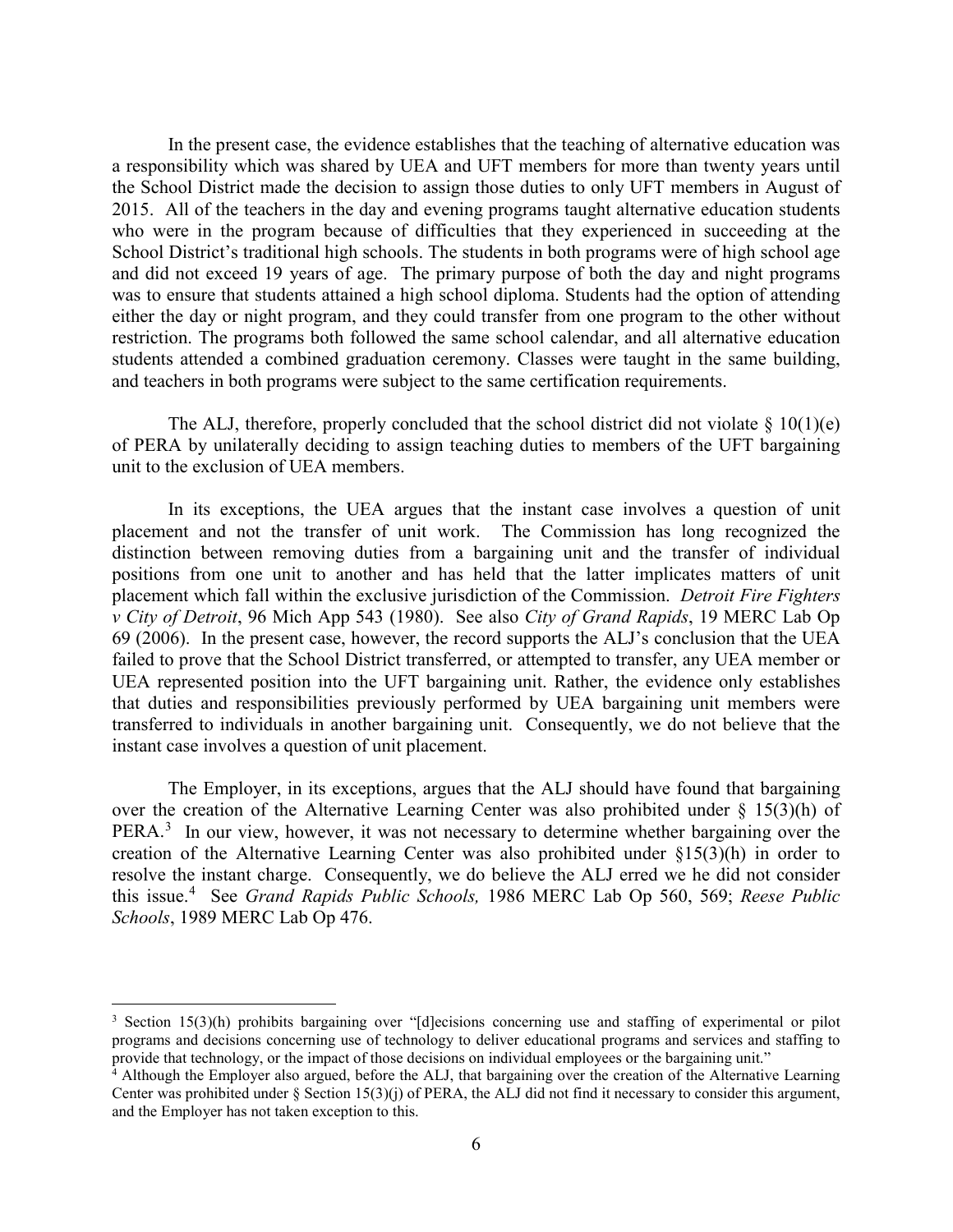In the present case, the evidence establishes that the teaching of alternative education was a responsibility which was shared by UEA and UFT members for more than twenty years until the School District made the decision to assign those duties to only UFT members in August of 2015. All of the teachers in the day and evening programs taught alternative education students who were in the program because of difficulties that they experienced in succeeding at the School District's traditional high schools. The students in both programs were of high school age and did not exceed 19 years of age. The primary purpose of both the day and night programs was to ensure that students attained a high school diploma. Students had the option of attending either the day or night program, and they could transfer from one program to the other without restriction. The programs both followed the same school calendar, and all alternative education students attended a combined graduation ceremony. Classes were taught in the same building, and teachers in both programs were subject to the same certification requirements.

The ALJ, therefore, properly concluded that the school district did not violate § 10(1)(e) of PERA by unilaterally deciding to assign teaching duties to members of the UFT bargaining unit to the exclusion of UEA members.

In its exceptions, the UEA argues that the instant case involves a question of unit placement and not the transfer of unit work. The Commission has long recognized the distinction between removing duties from a bargaining unit and the transfer of individual positions from one unit to another and has held that the latter implicates matters of unit placement which fall within the exclusive jurisdiction of the Commission. *Detroit Fire Fighters v City of Detroit*, 96 Mich App 543 (1980). See also *City of Grand Rapids*, 19 MERC Lab Op 69 (2006). In the present case, however, the record supports the ALJ's conclusion that the UEA failed to prove that the School District transferred, or attempted to transfer, any UEA member or UEA represented position into the UFT bargaining unit. Rather, the evidence only establishes that duties and responsibilities previously performed by UEA bargaining unit members were transferred to individuals in another bargaining unit. Consequently, we do not believe that the instant case involves a question of unit placement.

The Employer, in its exceptions, argues that the ALJ should have found that bargaining over the creation of the Alternative Learning Center was also prohibited under § 15(3)(h) of PERA.[3] In our view, however, it was not necessary to determine whether bargaining over the creation of the Alternative Learning Center was also prohibited under §15(3)(h) in order to resolve the instant charge. Consequently, we do believe the ALJ erred we he did not consider this issue.[4] See *Grand Rapids Public Schools,* 1986 MERC Lab Op 560, 569; *Reese Public Schools*, 1989 MERC Lab Op 476.

---

[3] Section 15(3)(h) prohibits bargaining over "[d]ecisions concerning use and staffing of experimental or pilot programs and decisions concerning use of technology to deliver educational programs and services and staffing to provide that technology, or the impact of those decisions on individual employees or the bargaining unit."

[4] Although the Employer also argued, before the ALJ, that bargaining over the creation of the Alternative Learning Center was prohibited under § Section 15(3)(j) of PERA, the ALJ did not find it necessary to consider this argument, and the Employer has not taken exception to this.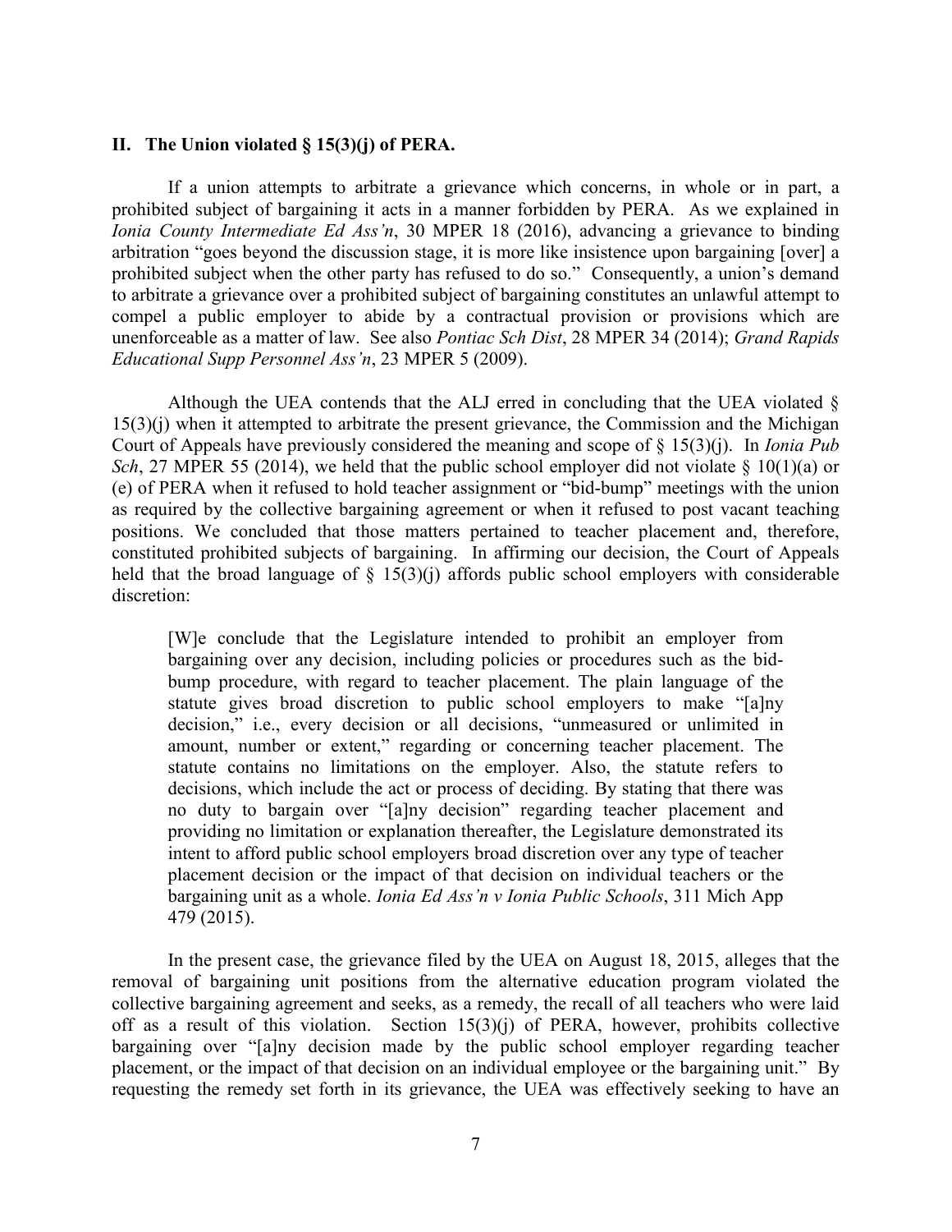## II. The Union violated § 15(3)(j) of PERA.

If a union attempts to arbitrate a grievance which concerns, in whole or in part, a prohibited subject of bargaining it acts in a manner forbidden by PERA. As we explained in *Ionia County Intermediate Ed Ass'n*, 30 MPER 18 (2016), advancing a grievance to binding arbitration "goes beyond the discussion stage, it is more like insistence upon bargaining [over] a prohibited subject when the other party has refused to do so." Consequently, a union's demand to arbitrate a grievance over a prohibited subject of bargaining constitutes an unlawful attempt to compel a public employer to abide by a contractual provision or provisions which are unenforceable as a matter of law. See also *Pontiac Sch Dist*, 28 MPER 34 (2014); *Grand Rapids Educational Supp Personnel Ass'n*, 23 MPER 5 (2009).

Although the UEA contends that the ALJ erred in concluding that the UEA violated § 15(3)(j) when it attempted to arbitrate the present grievance, the Commission and the Michigan Court of Appeals have previously considered the meaning and scope of § 15(3)(j). In *Ionia Pub Sch*, 27 MPER 55 (2014), we held that the public school employer did not violate § 10(1)(a) or (e) of PERA when it refused to hold teacher assignment or "bid-bump" meetings with the union as required by the collective bargaining agreement or when it refused to post vacant teaching positions. We concluded that those matters pertained to teacher placement and, therefore, constituted prohibited subjects of bargaining. In affirming our decision, the Court of Appeals held that the broad language of § 15(3)(j) affords public school employers with considerable discretion:

> [W]e conclude that the Legislature intended to prohibit an employer from bargaining over any decision, including policies or procedures such as the bid-bump procedure, with regard to teacher placement. The plain language of the statute gives broad discretion to public school employers to make "[a]ny decision," i.e., every decision or all decisions, "unmeasured or unlimited in amount, number or extent," regarding or concerning teacher placement. The statute contains no limitations on the employer. Also, the statute refers to decisions, which include the act or process of deciding. By stating that there was no duty to bargain over "[a]ny decision" regarding teacher placement and providing no limitation or explanation thereafter, the Legislature demonstrated its intent to afford public school employers broad discretion over any type of teacher placement decision or the impact of that decision on individual teachers or the bargaining unit as a whole. *Ionia Ed Ass'n v Ionia Public Schools*, 311 Mich App 479 (2015).

In the present case, the grievance filed by the UEA on August 18, 2015, alleges that the removal of bargaining unit positions from the alternative education program violated the collective bargaining agreement and seeks, as a remedy, the recall of all teachers who were laid off as a result of this violation. Section 15(3)(j) of PERA, however, prohibits collective bargaining over "[a]ny decision made by the public school employer regarding teacher placement, or the impact of that decision on an individual employee or the bargaining unit." By requesting the remedy set forth in its grievance, the UEA was effectively seeking to have an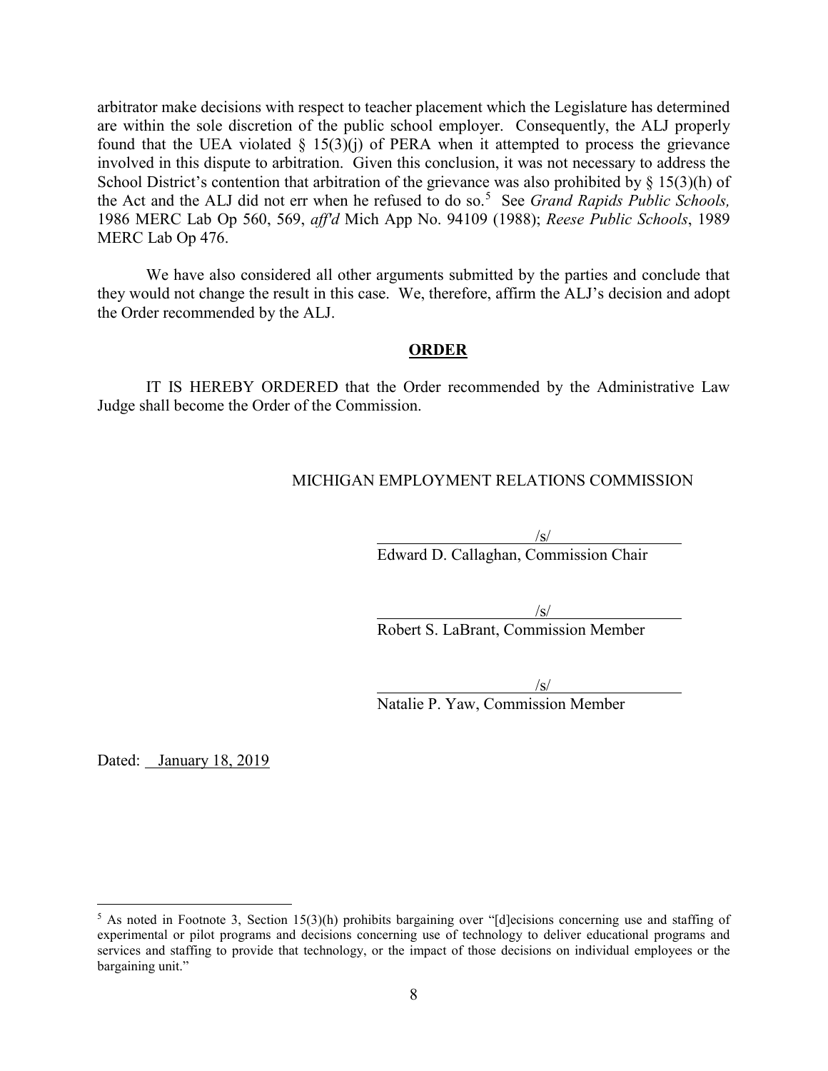arbitrator make decisions with respect to teacher placement which the Legislature has determined are within the sole discretion of the public school employer. Consequently, the ALJ properly found that the UEA violated § 15(3)(j) of PERA when it attempted to process the grievance involved in this dispute to arbitration. Given this conclusion, it was not necessary to address the School District's contention that arbitration of the grievance was also prohibited by § 15(3)(h) of the Act and the ALJ did not err when he refused to do so.[5] See *Grand Rapids Public Schools,* 1986 MERC Lab Op 560, 569, *aff'd* Mich App No. 94109 (1988); *Reese Public Schools*, 1989 MERC Lab Op 476.

We have also considered all other arguments submitted by the parties and conclude that they would not change the result in this case. We, therefore, affirm the ALJ's decision and adopt the Order recommended by the ALJ.

## ORDER

IT IS HEREBY ORDERED that the Order recommended by the Administrative Law Judge shall become the Order of the Commission.

MICHIGAN EMPLOYMENT RELATIONS COMMISSION

/s/
Edward D. Callaghan, Commission Chair

/s/
Robert S. LaBrant, Commission Member

/s/
Natalie P. Yaw, Commission Member

Dated: January 18, 2019

---

[5] As noted in Footnote 3, Section 15(3)(h) prohibits bargaining over "[d]ecisions concerning use and staffing of experimental or pilot programs and decisions concerning use of technology to deliver educational programs and services and staffing to provide that technology, or the impact of those decisions on individual employees or the bargaining unit."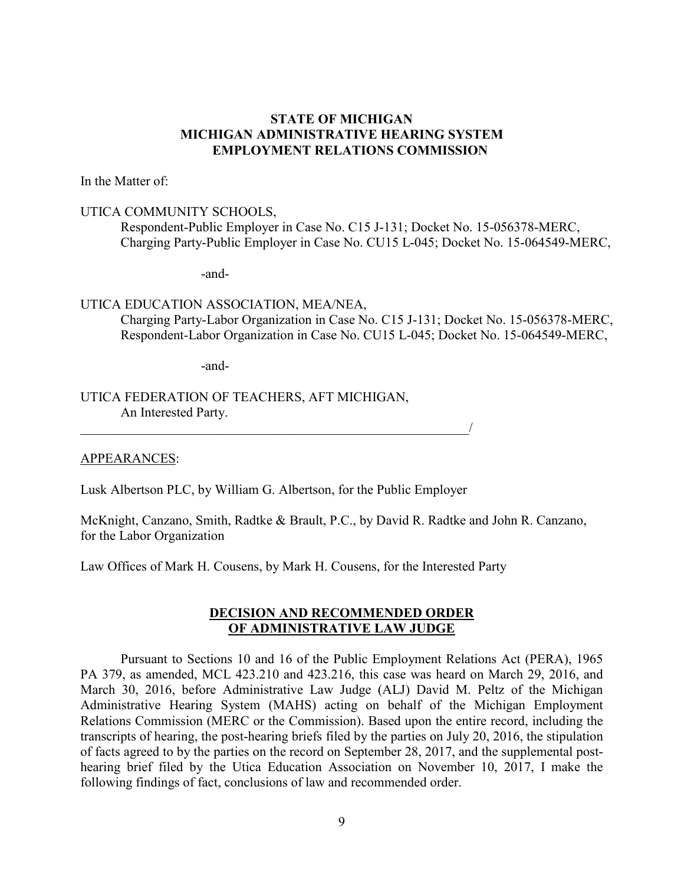**STATE OF MICHIGAN**
**MICHIGAN ADMINISTRATIVE HEARING SYSTEM**
**EMPLOYMENT RELATIONS COMMISSION**

In the Matter of:

UTICA COMMUNITY SCHOOLS,
Respondent-Public Employer in Case No. C15 J-131; Docket No. 15-056378-MERC,
Charging Party-Public Employer in Case No. CU15 L-045; Docket No. 15-064549-MERC,

-and-

UTICA EDUCATION ASSOCIATION, MEA/NEA,
Charging Party-Labor Organization in Case No. C15 J-131; Docket No. 15-056378-MERC,
Respondent-Labor Organization in Case No. CU15 L-045; Docket No. 15-064549-MERC,

-and-

UTICA FEDERATION OF TEACHERS, AFT MICHIGAN,
An Interested Party.
_____________________________________________________________/

APPEARANCES:

Lusk Albertson PLC, by William G. Albertson, for the Public Employer

McKnight, Canzano, Smith, Radtke & Brault, P.C., by David R. Radtke and John R. Canzano, for the Labor Organization

Law Offices of Mark H. Cousens, by Mark H. Cousens, for the Interested Party

## DECISION AND RECOMMENDED ORDER OF ADMINISTRATIVE LAW JUDGE

Pursuant to Sections 10 and 16 of the Public Employment Relations Act (PERA), 1965 PA 379, as amended, MCL 423.210 and 423.216, this case was heard on March 29, 2016, and March 30, 2016, before Administrative Law Judge (ALJ) David M. Peltz of the Michigan Administrative Hearing System (MAHS) acting on behalf of the Michigan Employment Relations Commission (MERC or the Commission). Based upon the entire record, including the transcripts of hearing, the post-hearing briefs filed by the parties on July 20, 2016, the stipulation of facts agreed to by the parties on the record on September 28, 2017, and the supplemental post-hearing brief filed by the Utica Education Association on November 10, 2017, I make the following findings of fact, conclusions of law and recommended order.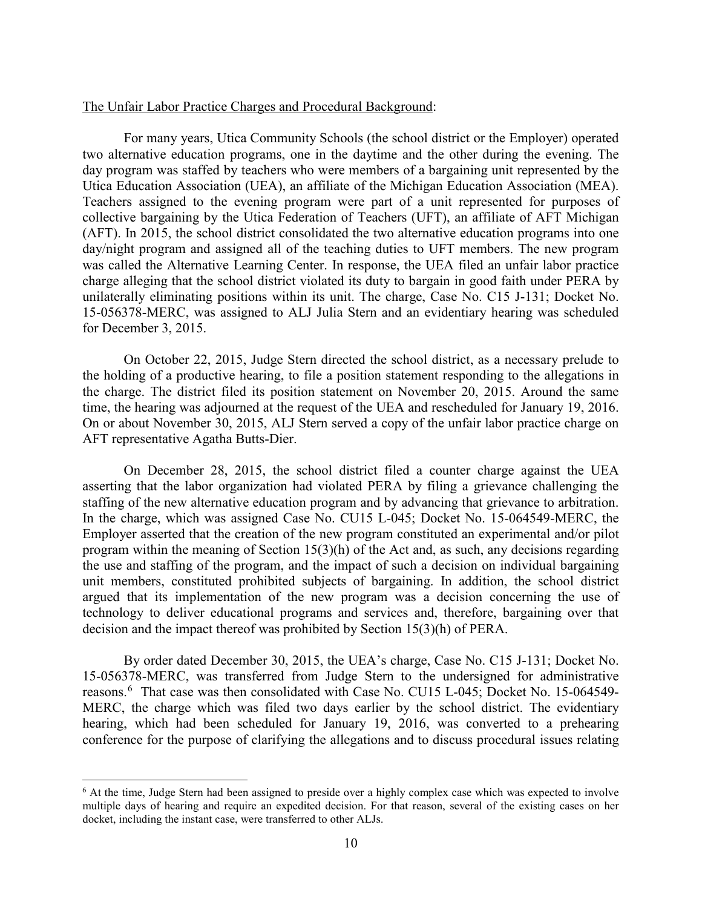The Unfair Labor Practice Charges and Procedural Background:

For many years, Utica Community Schools (the school district or the Employer) operated two alternative education programs, one in the daytime and the other during the evening. The day program was staffed by teachers who were members of a bargaining unit represented by the Utica Education Association (UEA), an affiliate of the Michigan Education Association (MEA). Teachers assigned to the evening program were part of a unit represented for purposes of collective bargaining by the Utica Federation of Teachers (UFT), an affiliate of AFT Michigan (AFT). In 2015, the school district consolidated the two alternative education programs into one day/night program and assigned all of the teaching duties to UFT members. The new program was called the Alternative Learning Center. In response, the UEA filed an unfair labor practice charge alleging that the school district violated its duty to bargain in good faith under PERA by unilaterally eliminating positions within its unit. The charge, Case No. C15 J-131; Docket No. 15-056378-MERC, was assigned to ALJ Julia Stern and an evidentiary hearing was scheduled for December 3, 2015.

On October 22, 2015, Judge Stern directed the school district, as a necessary prelude to the holding of a productive hearing, to file a position statement responding to the allegations in the charge. The district filed its position statement on November 20, 2015. Around the same time, the hearing was adjourned at the request of the UEA and rescheduled for January 19, 2016. On or about November 30, 2015, ALJ Stern served a copy of the unfair labor practice charge on AFT representative Agatha Butts-Dier.

On December 28, 2015, the school district filed a counter charge against the UEA asserting that the labor organization had violated PERA by filing a grievance challenging the staffing of the new alternative education program and by advancing that grievance to arbitration. In the charge, which was assigned Case No. CU15 L-045; Docket No. 15-064549-MERC, the Employer asserted that the creation of the new program constituted an experimental and/or pilot program within the meaning of Section 15(3)(h) of the Act and, as such, any decisions regarding the use and staffing of the program, and the impact of such a decision on individual bargaining unit members, constituted prohibited subjects of bargaining. In addition, the school district argued that its implementation of the new program was a decision concerning the use of technology to deliver educational programs and services and, therefore, bargaining over that decision and the impact thereof was prohibited by Section 15(3)(h) of PERA.

By order dated December 30, 2015, the UEA's charge, Case No. C15 J-131; Docket No. 15-056378-MERC, was transferred from Judge Stern to the undersigned for administrative reasons.[6] That case was then consolidated with Case No. CU15 L-045; Docket No. 15-064549-MERC, the charge which was filed two days earlier by the school district. The evidentiary hearing, which had been scheduled for January 19, 2016, was converted to a prehearing conference for the purpose of clarifying the allegations and to discuss procedural issues relating

[6] At the time, Judge Stern had been assigned to preside over a highly complex case which was expected to involve multiple days of hearing and require an expedited decision. For that reason, several of the existing cases on her docket, including the instant case, were transferred to other ALJs.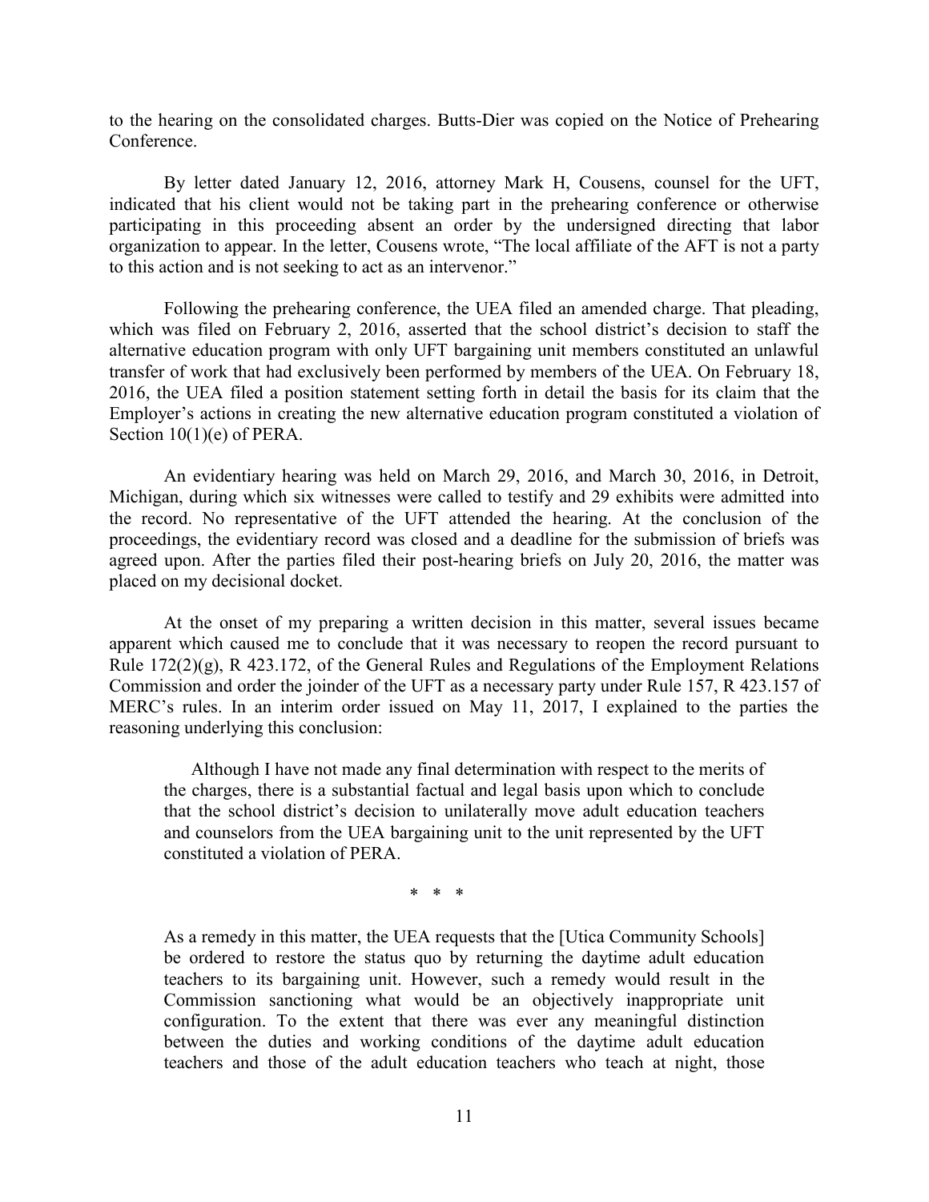to the hearing on the consolidated charges. Butts-Dier was copied on the Notice of Prehearing Conference.

By letter dated January 12, 2016, attorney Mark H, Cousens, counsel for the UFT, indicated that his client would not be taking part in the prehearing conference or otherwise participating in this proceeding absent an order by the undersigned directing that labor organization to appear. In the letter, Cousens wrote, "The local affiliate of the AFT is not a party to this action and is not seeking to act as an intervenor."

Following the prehearing conference, the UEA filed an amended charge. That pleading, which was filed on February 2, 2016, asserted that the school district's decision to staff the alternative education program with only UFT bargaining unit members constituted an unlawful transfer of work that had exclusively been performed by members of the UEA. On February 18, 2016, the UEA filed a position statement setting forth in detail the basis for its claim that the Employer's actions in creating the new alternative education program constituted a violation of Section 10(1)(e) of PERA.

An evidentiary hearing was held on March 29, 2016, and March 30, 2016, in Detroit, Michigan, during which six witnesses were called to testify and 29 exhibits were admitted into the record. No representative of the UFT attended the hearing. At the conclusion of the proceedings, the evidentiary record was closed and a deadline for the submission of briefs was agreed upon. After the parties filed their post-hearing briefs on July 20, 2016, the matter was placed on my decisional docket.

At the onset of my preparing a written decision in this matter, several issues became apparent which caused me to conclude that it was necessary to reopen the record pursuant to Rule 172(2)(g), R 423.172, of the General Rules and Regulations of the Employment Relations Commission and order the joinder of the UFT as a necessary party under Rule 157, R 423.157 of MERC's rules. In an interim order issued on May 11, 2017, I explained to the parties the reasoning underlying this conclusion:

> Although I have not made any final determination with respect to the merits of the charges, there is a substantial factual and legal basis upon which to conclude that the school district's decision to unilaterally move adult education teachers and counselors from the UEA bargaining unit to the unit represented by the UFT constituted a violation of PERA.
>
> \* \* \*
>
> As a remedy in this matter, the UEA requests that the [Utica Community Schools] be ordered to restore the status quo by returning the daytime adult education teachers to its bargaining unit. However, such a remedy would result in the Commission sanctioning what would be an objectively inappropriate unit configuration. To the extent that there was ever any meaningful distinction between the duties and working conditions of the daytime adult education teachers and those of the adult education teachers who teach at night, those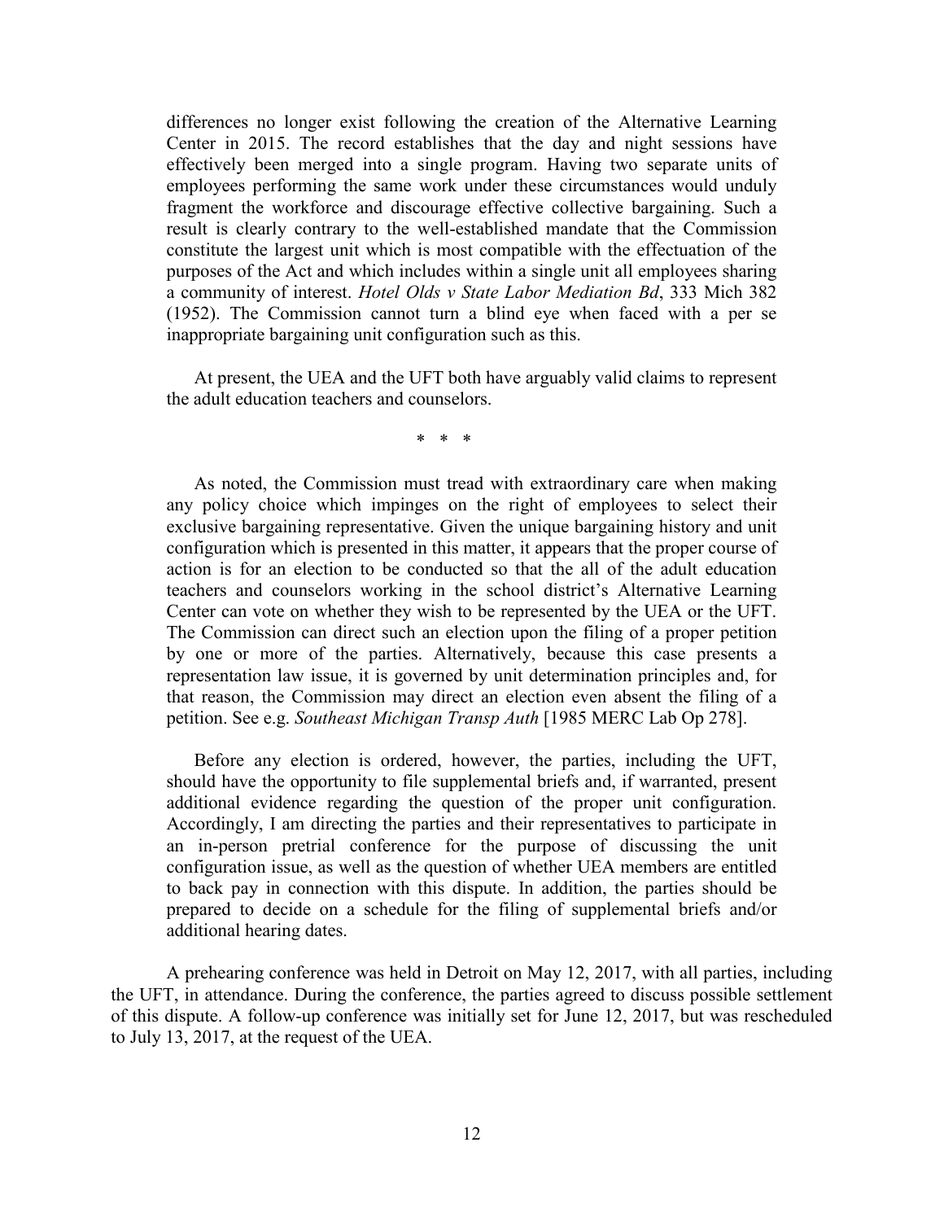> differences no longer exist following the creation of the Alternative Learning Center in 2015. The record establishes that the day and night sessions have effectively been merged into a single program. Having two separate units of employees performing the same work under these circumstances would unduly fragment the workforce and discourage effective collective bargaining. Such a result is clearly contrary to the well-established mandate that the Commission constitute the largest unit which is most compatible with the effectuation of the purposes of the Act and which includes within a single unit all employees sharing a community of interest. *Hotel Olds v State Labor Mediation Bd*, 333 Mich 382 (1952). The Commission cannot turn a blind eye when faced with a per se inappropriate bargaining unit configuration such as this.
>
> At present, the UEA and the UFT both have arguably valid claims to represent the adult education teachers and counselors.
>
> \* \* \*
>
> As noted, the Commission must tread with extraordinary care when making any policy choice which impinges on the right of employees to select their exclusive bargaining representative. Given the unique bargaining history and unit configuration which is presented in this matter, it appears that the proper course of action is for an election to be conducted so that the all of the adult education teachers and counselors working in the school district's Alternative Learning Center can vote on whether they wish to be represented by the UEA or the UFT. The Commission can direct such an election upon the filing of a proper petition by one or more of the parties. Alternatively, because this case presents a representation law issue, it is governed by unit determination principles and, for that reason, the Commission may direct an election even absent the filing of a petition. See e.g. *Southeast Michigan Transp Auth* [1985 MERC Lab Op 278].
>
> Before any election is ordered, however, the parties, including the UFT, should have the opportunity to file supplemental briefs and, if warranted, present additional evidence regarding the question of the proper unit configuration. Accordingly, I am directing the parties and their representatives to participate in an in-person pretrial conference for the purpose of discussing the unit configuration issue, as well as the question of whether UEA members are entitled to back pay in connection with this dispute. In addition, the parties should be prepared to decide on a schedule for the filing of supplemental briefs and/or additional hearing dates.

A prehearing conference was held in Detroit on May 12, 2017, with all parties, including the UFT, in attendance. During the conference, the parties agreed to discuss possible settlement of this dispute. A follow-up conference was initially set for June 12, 2017, but was rescheduled to July 13, 2017, at the request of the UEA.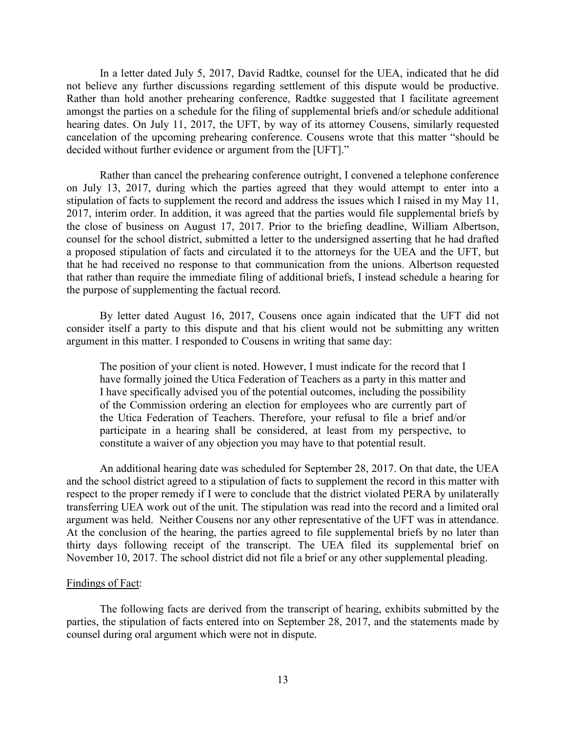In a letter dated July 5, 2017, David Radtke, counsel for the UEA, indicated that he did not believe any further discussions regarding settlement of this dispute would be productive. Rather than hold another prehearing conference, Radtke suggested that I facilitate agreement amongst the parties on a schedule for the filing of supplemental briefs and/or schedule additional hearing dates. On July 11, 2017, the UFT, by way of its attorney Cousens, similarly requested cancelation of the upcoming prehearing conference. Cousens wrote that this matter "should be decided without further evidence or argument from the [UFT]."

Rather than cancel the prehearing conference outright, I convened a telephone conference on July 13, 2017, during which the parties agreed that they would attempt to enter into a stipulation of facts to supplement the record and address the issues which I raised in my May 11, 2017, interim order. In addition, it was agreed that the parties would file supplemental briefs by the close of business on August 17, 2017. Prior to the briefing deadline, William Albertson, counsel for the school district, submitted a letter to the undersigned asserting that he had drafted a proposed stipulation of facts and circulated it to the attorneys for the UEA and the UFT, but that he had received no response to that communication from the unions. Albertson requested that rather than require the immediate filing of additional briefs, I instead schedule a hearing for the purpose of supplementing the factual record.

By letter dated August 16, 2017, Cousens once again indicated that the UFT did not consider itself a party to this dispute and that his client would not be submitting any written argument in this matter. I responded to Cousens in writing that same day:

> The position of your client is noted. However, I must indicate for the record that I have formally joined the Utica Federation of Teachers as a party in this matter and I have specifically advised you of the potential outcomes, including the possibility of the Commission ordering an election for employees who are currently part of the Utica Federation of Teachers. Therefore, your refusal to file a brief and/or participate in a hearing shall be considered, at least from my perspective, to constitute a waiver of any objection you may have to that potential result.

An additional hearing date was scheduled for September 28, 2017. On that date, the UEA and the school district agreed to a stipulation of facts to supplement the record in this matter with respect to the proper remedy if I were to conclude that the district violated PERA by unilaterally transferring UEA work out of the unit. The stipulation was read into the record and a limited oral argument was held. Neither Cousens nor any other representative of the UFT was in attendance. At the conclusion of the hearing, the parties agreed to file supplemental briefs by no later than thirty days following receipt of the transcript. The UEA filed its supplemental brief on November 10, 2017. The school district did not file a brief or any other supplemental pleading.

## Findings of Fact:

The following facts are derived from the transcript of hearing, exhibits submitted by the parties, the stipulation of facts entered into on September 28, 2017, and the statements made by counsel during oral argument which were not in dispute.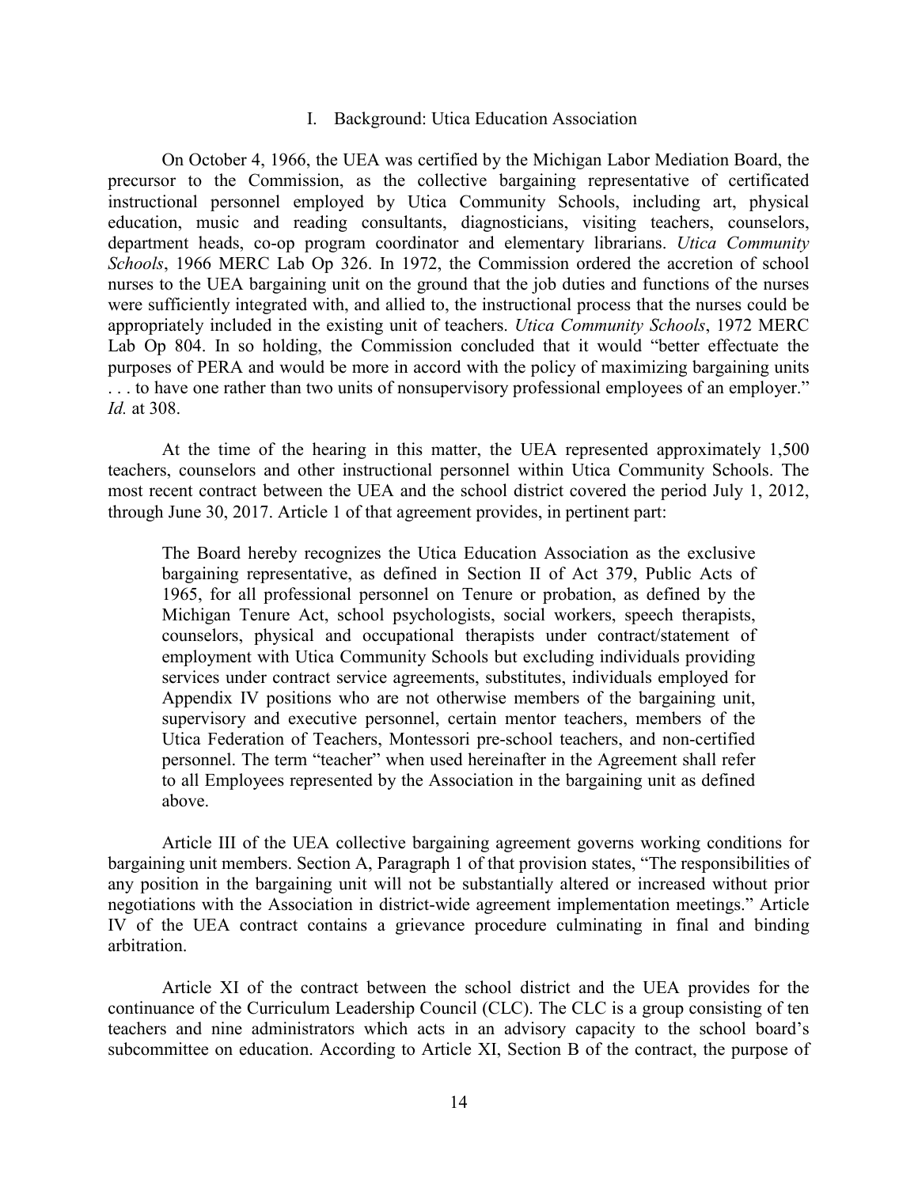## I. Background: Utica Education Association

On October 4, 1966, the UEA was certified by the Michigan Labor Mediation Board, the precursor to the Commission, as the collective bargaining representative of certificated instructional personnel employed by Utica Community Schools, including art, physical education, music and reading consultants, diagnosticians, visiting teachers, counselors, department heads, co-op program coordinator and elementary librarians. *Utica Community Schools*, 1966 MERC Lab Op 326. In 1972, the Commission ordered the accretion of school nurses to the UEA bargaining unit on the ground that the job duties and functions of the nurses were sufficiently integrated with, and allied to, the instructional process that the nurses could be appropriately included in the existing unit of teachers. *Utica Community Schools*, 1972 MERC Lab Op 804. In so holding, the Commission concluded that it would "better effectuate the purposes of PERA and would be more in accord with the policy of maximizing bargaining units . . . to have one rather than two units of nonsupervisory professional employees of an employer." *Id.* at 308.

At the time of the hearing in this matter, the UEA represented approximately 1,500 teachers, counselors and other instructional personnel within Utica Community Schools. The most recent contract between the UEA and the school district covered the period July 1, 2012, through June 30, 2017. Article 1 of that agreement provides, in pertinent part:

> The Board hereby recognizes the Utica Education Association as the exclusive bargaining representative, as defined in Section II of Act 379, Public Acts of 1965, for all professional personnel on Tenure or probation, as defined by the Michigan Tenure Act, school psychologists, social workers, speech therapists, counselors, physical and occupational therapists under contract/statement of employment with Utica Community Schools but excluding individuals providing services under contract service agreements, substitutes, individuals employed for Appendix IV positions who are not otherwise members of the bargaining unit, supervisory and executive personnel, certain mentor teachers, members of the Utica Federation of Teachers, Montessori pre-school teachers, and non-certified personnel. The term "teacher" when used hereinafter in the Agreement shall refer to all Employees represented by the Association in the bargaining unit as defined above.

Article III of the UEA collective bargaining agreement governs working conditions for bargaining unit members. Section A, Paragraph 1 of that provision states, "The responsibilities of any position in the bargaining unit will not be substantially altered or increased without prior negotiations with the Association in district-wide agreement implementation meetings." Article IV of the UEA contract contains a grievance procedure culminating in final and binding arbitration.

Article XI of the contract between the school district and the UEA provides for the continuance of the Curriculum Leadership Council (CLC). The CLC is a group consisting of ten teachers and nine administrators which acts in an advisory capacity to the school board's subcommittee on education. According to Article XI, Section B of the contract, the purpose of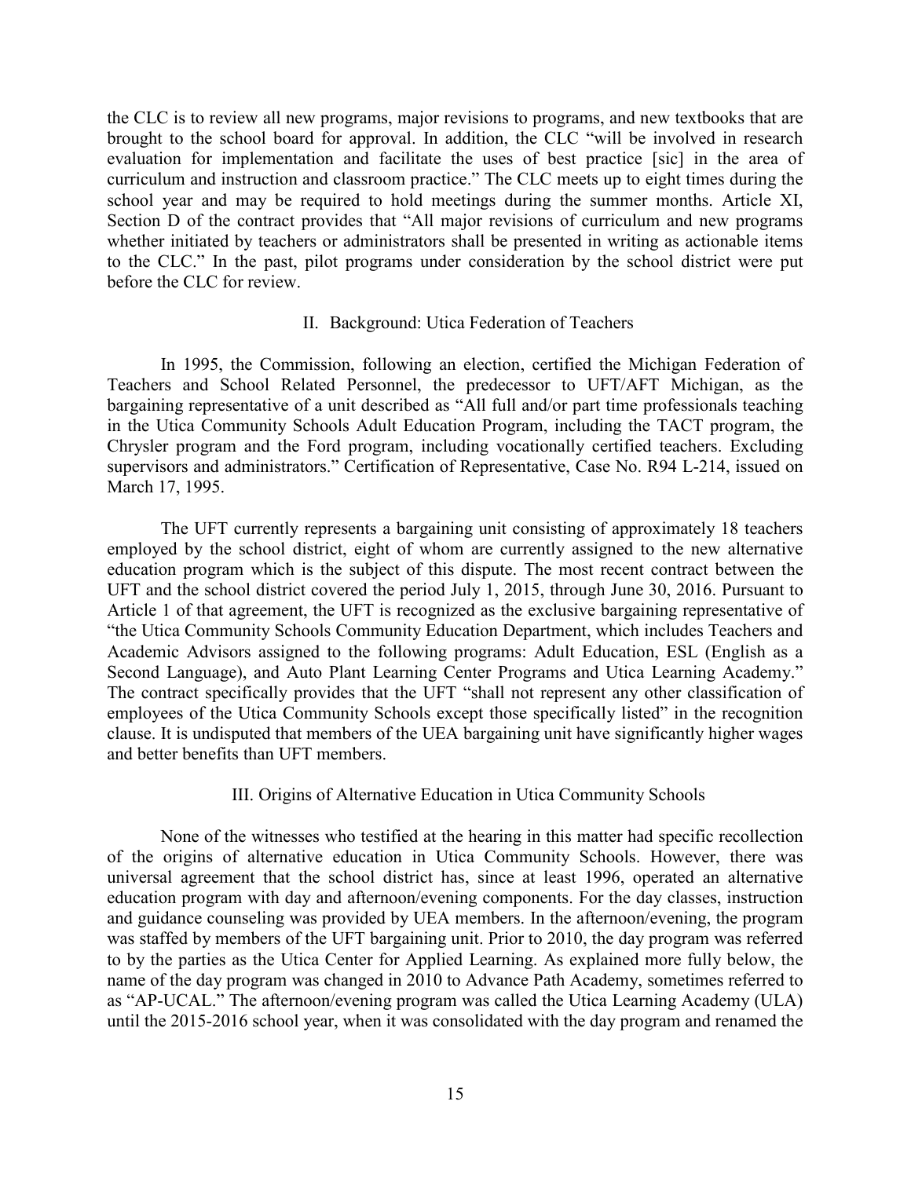the CLC is to review all new programs, major revisions to programs, and new textbooks that are brought to the school board for approval. In addition, the CLC "will be involved in research evaluation for implementation and facilitate the uses of best practice [sic] in the area of curriculum and instruction and classroom practice." The CLC meets up to eight times during the school year and may be required to hold meetings during the summer months. Article XI, Section D of the contract provides that "All major revisions of curriculum and new programs whether initiated by teachers or administrators shall be presented in writing as actionable items to the CLC." In the past, pilot programs under consideration by the school district were put before the CLC for review.

## II. Background: Utica Federation of Teachers

In 1995, the Commission, following an election, certified the Michigan Federation of Teachers and School Related Personnel, the predecessor to UFT/AFT Michigan, as the bargaining representative of a unit described as "All full and/or part time professionals teaching in the Utica Community Schools Adult Education Program, including the TACT program, the Chrysler program and the Ford program, including vocationally certified teachers. Excluding supervisors and administrators." Certification of Representative, Case No. R94 L-214, issued on March 17, 1995.

The UFT currently represents a bargaining unit consisting of approximately 18 teachers employed by the school district, eight of whom are currently assigned to the new alternative education program which is the subject of this dispute. The most recent contract between the UFT and the school district covered the period July 1, 2015, through June 30, 2016. Pursuant to Article 1 of that agreement, the UFT is recognized as the exclusive bargaining representative of "the Utica Community Schools Community Education Department, which includes Teachers and Academic Advisors assigned to the following programs: Adult Education, ESL (English as a Second Language), and Auto Plant Learning Center Programs and Utica Learning Academy." The contract specifically provides that the UFT "shall not represent any other classification of employees of the Utica Community Schools except those specifically listed" in the recognition clause. It is undisputed that members of the UEA bargaining unit have significantly higher wages and better benefits than UFT members.

## III. Origins of Alternative Education in Utica Community Schools

None of the witnesses who testified at the hearing in this matter had specific recollection of the origins of alternative education in Utica Community Schools. However, there was universal agreement that the school district has, since at least 1996, operated an alternative education program with day and afternoon/evening components. For the day classes, instruction and guidance counseling was provided by UEA members. In the afternoon/evening, the program was staffed by members of the UFT bargaining unit. Prior to 2010, the day program was referred to by the parties as the Utica Center for Applied Learning. As explained more fully below, the name of the day program was changed in 2010 to Advance Path Academy, sometimes referred to as "AP-UCAL." The afternoon/evening program was called the Utica Learning Academy (ULA) until the 2015-2016 school year, when it was consolidated with the day program and renamed the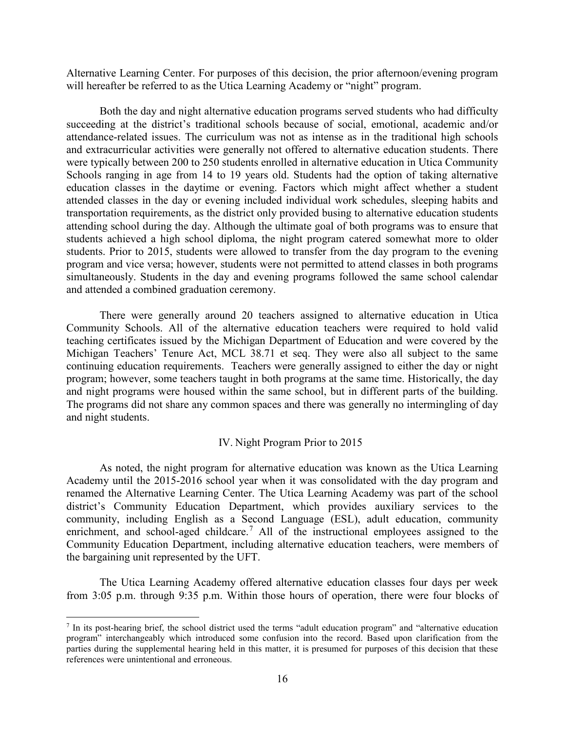Alternative Learning Center. For purposes of this decision, the prior afternoon/evening program will hereafter be referred to as the Utica Learning Academy or "night" program.

Both the day and night alternative education programs served students who had difficulty succeeding at the district's traditional schools because of social, emotional, academic and/or attendance-related issues. The curriculum was not as intense as in the traditional high schools and extracurricular activities were generally not offered to alternative education students. There were typically between 200 to 250 students enrolled in alternative education in Utica Community Schools ranging in age from 14 to 19 years old. Students had the option of taking alternative education classes in the daytime or evening. Factors which might affect whether a student attended classes in the day or evening included individual work schedules, sleeping habits and transportation requirements, as the district only provided busing to alternative education students attending school during the day. Although the ultimate goal of both programs was to ensure that students achieved a high school diploma, the night program catered somewhat more to older students. Prior to 2015, students were allowed to transfer from the day program to the evening program and vice versa; however, students were not permitted to attend classes in both programs simultaneously. Students in the day and evening programs followed the same school calendar and attended a combined graduation ceremony.

There were generally around 20 teachers assigned to alternative education in Utica Community Schools. All of the alternative education teachers were required to hold valid teaching certificates issued by the Michigan Department of Education and were covered by the Michigan Teachers' Tenure Act, MCL 38.71 et seq. They were also all subject to the same continuing education requirements. Teachers were generally assigned to either the day or night program; however, some teachers taught in both programs at the same time. Historically, the day and night programs were housed within the same school, but in different parts of the building. The programs did not share any common spaces and there was generally no intermingling of day and night students.

## IV. Night Program Prior to 2015

As noted, the night program for alternative education was known as the Utica Learning Academy until the 2015-2016 school year when it was consolidated with the day program and renamed the Alternative Learning Center. The Utica Learning Academy was part of the school district's Community Education Department, which provides auxiliary services to the community, including English as a Second Language (ESL), adult education, community enrichment, and school-aged childcare.[7] All of the instructional employees assigned to the Community Education Department, including alternative education teachers, were members of the bargaining unit represented by the UFT.

The Utica Learning Academy offered alternative education classes four days per week from 3:05 p.m. through 9:35 p.m. Within those hours of operation, there were four blocks of

---

[7] In its post-hearing brief, the school district used the terms "adult education program" and "alternative education program" interchangeably which introduced some confusion into the record. Based upon clarification from the parties during the supplemental hearing held in this matter, it is presumed for purposes of this decision that these references were unintentional and erroneous.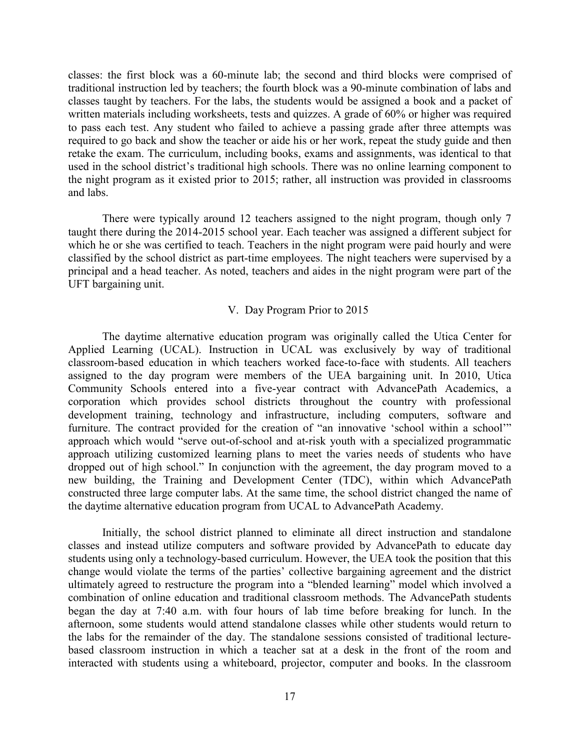classes: the first block was a 60-minute lab; the second and third blocks were comprised of traditional instruction led by teachers; the fourth block was a 90-minute combination of labs and classes taught by teachers. For the labs, the students would be assigned a book and a packet of written materials including worksheets, tests and quizzes. A grade of 60% or higher was required to pass each test. Any student who failed to achieve a passing grade after three attempts was required to go back and show the teacher or aide his or her work, repeat the study guide and then retake the exam. The curriculum, including books, exams and assignments, was identical to that used in the school district's traditional high schools. There was no online learning component to the night program as it existed prior to 2015; rather, all instruction was provided in classrooms and labs.

There were typically around 12 teachers assigned to the night program, though only 7 taught there during the 2014-2015 school year. Each teacher was assigned a different subject for which he or she was certified to teach. Teachers in the night program were paid hourly and were classified by the school district as part-time employees. The night teachers were supervised by a principal and a head teacher. As noted, teachers and aides in the night program were part of the UFT bargaining unit.

## V. Day Program Prior to 2015

The daytime alternative education program was originally called the Utica Center for Applied Learning (UCAL). Instruction in UCAL was exclusively by way of traditional classroom-based education in which teachers worked face-to-face with students. All teachers assigned to the day program were members of the UEA bargaining unit. In 2010, Utica Community Schools entered into a five-year contract with AdvancePath Academics, a corporation which provides school districts throughout the country with professional development training, technology and infrastructure, including computers, software and furniture. The contract provided for the creation of "an innovative 'school within a school'" approach which would "serve out-of-school and at-risk youth with a specialized programmatic approach utilizing customized learning plans to meet the varies needs of students who have dropped out of high school." In conjunction with the agreement, the day program moved to a new building, the Training and Development Center (TDC), within which AdvancePath constructed three large computer labs. At the same time, the school district changed the name of the daytime alternative education program from UCAL to AdvancePath Academy.

Initially, the school district planned to eliminate all direct instruction and standalone classes and instead utilize computers and software provided by AdvancePath to educate day students using only a technology-based curriculum. However, the UEA took the position that this change would violate the terms of the parties' collective bargaining agreement and the district ultimately agreed to restructure the program into a "blended learning" model which involved a combination of online education and traditional classroom methods. The AdvancePath students began the day at 7:40 a.m. with four hours of lab time before breaking for lunch. In the afternoon, some students would attend standalone classes while other students would return to the labs for the remainder of the day. The standalone sessions consisted of traditional lecture-based classroom instruction in which a teacher sat at a desk in the front of the room and interacted with students using a whiteboard, projector, computer and books. In the classroom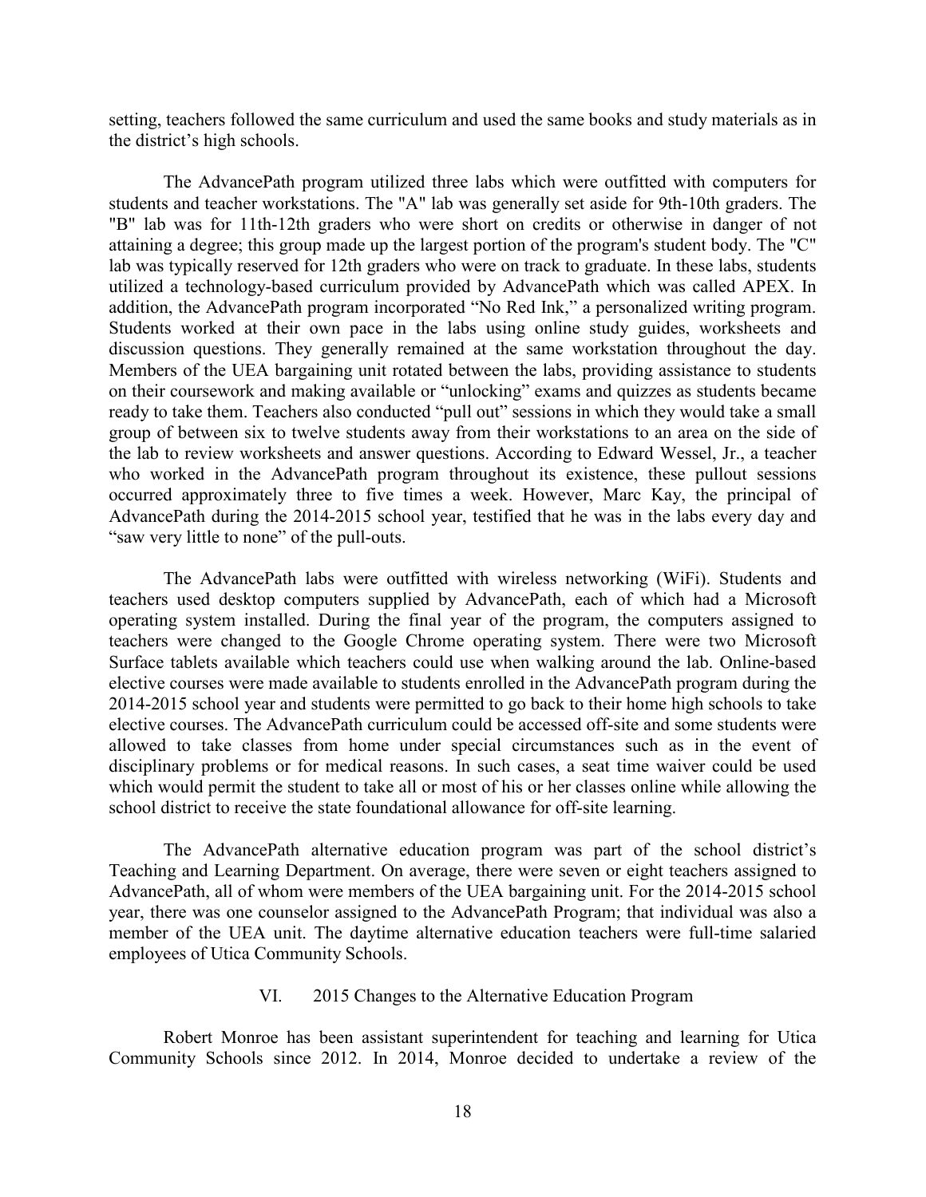setting, teachers followed the same curriculum and used the same books and study materials as in the district's high schools.

The AdvancePath program utilized three labs which were outfitted with computers for students and teacher workstations. The "A" lab was generally set aside for 9th-10th graders. The "B" lab was for 11th-12th graders who were short on credits or otherwise in danger of not attaining a degree; this group made up the largest portion of the program's student body. The "C" lab was typically reserved for 12th graders who were on track to graduate. In these labs, students utilized a technology-based curriculum provided by AdvancePath which was called APEX. In addition, the AdvancePath program incorporated "No Red Ink," a personalized writing program. Students worked at their own pace in the labs using online study guides, worksheets and discussion questions. They generally remained at the same workstation throughout the day. Members of the UEA bargaining unit rotated between the labs, providing assistance to students on their coursework and making available or "unlocking" exams and quizzes as students became ready to take them. Teachers also conducted "pull out" sessions in which they would take a small group of between six to twelve students away from their workstations to an area on the side of the lab to review worksheets and answer questions. According to Edward Wessel, Jr., a teacher who worked in the AdvancePath program throughout its existence, these pullout sessions occurred approximately three to five times a week. However, Marc Kay, the principal of AdvancePath during the 2014-2015 school year, testified that he was in the labs every day and "saw very little to none" of the pull-outs.

The AdvancePath labs were outfitted with wireless networking (WiFi). Students and teachers used desktop computers supplied by AdvancePath, each of which had a Microsoft operating system installed. During the final year of the program, the computers assigned to teachers were changed to the Google Chrome operating system. There were two Microsoft Surface tablets available which teachers could use when walking around the lab. Online-based elective courses were made available to students enrolled in the AdvancePath program during the 2014-2015 school year and students were permitted to go back to their home high schools to take elective courses. The AdvancePath curriculum could be accessed off-site and some students were allowed to take classes from home under special circumstances such as in the event of disciplinary problems or for medical reasons. In such cases, a seat time waiver could be used which would permit the student to take all or most of his or her classes online while allowing the school district to receive the state foundational allowance for off-site learning.

The AdvancePath alternative education program was part of the school district's Teaching and Learning Department. On average, there were seven or eight teachers assigned to AdvancePath, all of whom were members of the UEA bargaining unit. For the 2014-2015 school year, there was one counselor assigned to the AdvancePath Program; that individual was also a member of the UEA unit. The daytime alternative education teachers were full-time salaried employees of Utica Community Schools.

## VI. 2015 Changes to the Alternative Education Program

Robert Monroe has been assistant superintendent for teaching and learning for Utica Community Schools since 2012. In 2014, Monroe decided to undertake a review of the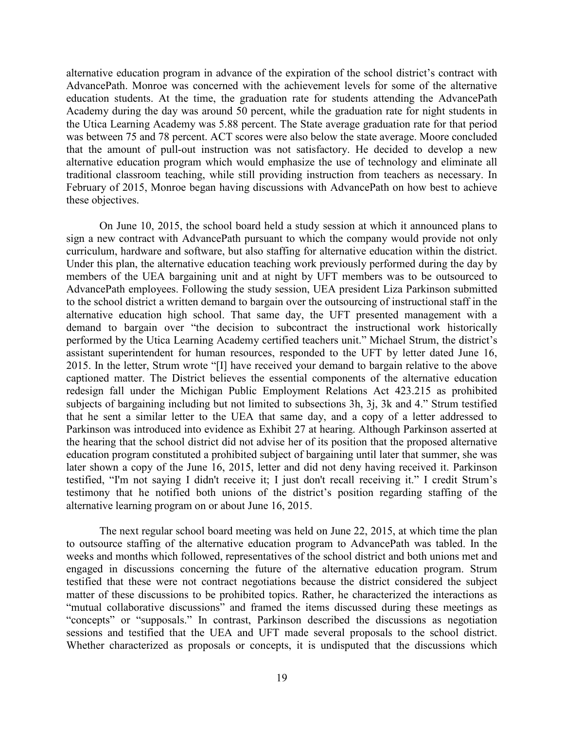alternative education program in advance of the expiration of the school district's contract with AdvancePath. Monroe was concerned with the achievement levels for some of the alternative education students. At the time, the graduation rate for students attending the AdvancePath Academy during the day was around 50 percent, while the graduation rate for night students in the Utica Learning Academy was 5.88 percent. The State average graduation rate for that period was between 75 and 78 percent. ACT scores were also below the state average. Moore concluded that the amount of pull-out instruction was not satisfactory. He decided to develop a new alternative education program which would emphasize the use of technology and eliminate all traditional classroom teaching, while still providing instruction from teachers as necessary. In February of 2015, Monroe began having discussions with AdvancePath on how best to achieve these objectives.

On June 10, 2015, the school board held a study session at which it announced plans to sign a new contract with AdvancePath pursuant to which the company would provide not only curriculum, hardware and software, but also staffing for alternative education within the district. Under this plan, the alternative education teaching work previously performed during the day by members of the UEA bargaining unit and at night by UFT members was to be outsourced to AdvancePath employees. Following the study session, UEA president Liza Parkinson submitted to the school district a written demand to bargain over the outsourcing of instructional staff in the alternative education high school. That same day, the UFT presented management with a demand to bargain over "the decision to subcontract the instructional work historically performed by the Utica Learning Academy certified teachers unit." Michael Strum, the district's assistant superintendent for human resources, responded to the UFT by letter dated June 16, 2015. In the letter, Strum wrote "[I] have received your demand to bargain relative to the above captioned matter. The District believes the essential components of the alternative education redesign fall under the Michigan Public Employment Relations Act 423.215 as prohibited subjects of bargaining including but not limited to subsections 3h, 3j, 3k and 4." Strum testified that he sent a similar letter to the UEA that same day, and a copy of a letter addressed to Parkinson was introduced into evidence as Exhibit 27 at hearing. Although Parkinson asserted at the hearing that the school district did not advise her of its position that the proposed alternative education program constituted a prohibited subject of bargaining until later that summer, she was later shown a copy of the June 16, 2015, letter and did not deny having received it. Parkinson testified, "I'm not saying I didn't receive it; I just don't recall receiving it." I credit Strum's testimony that he notified both unions of the district's position regarding staffing of the alternative learning program on or about June 16, 2015.

The next regular school board meeting was held on June 22, 2015, at which time the plan to outsource staffing of the alternative education program to AdvancePath was tabled. In the weeks and months which followed, representatives of the school district and both unions met and engaged in discussions concerning the future of the alternative education program. Strum testified that these were not contract negotiations because the district considered the subject matter of these discussions to be prohibited topics. Rather, he characterized the interactions as "mutual collaborative discussions" and framed the items discussed during these meetings as "concepts" or "supposals." In contrast, Parkinson described the discussions as negotiation sessions and testified that the UEA and UFT made several proposals to the school district. Whether characterized as proposals or concepts, it is undisputed that the discussions which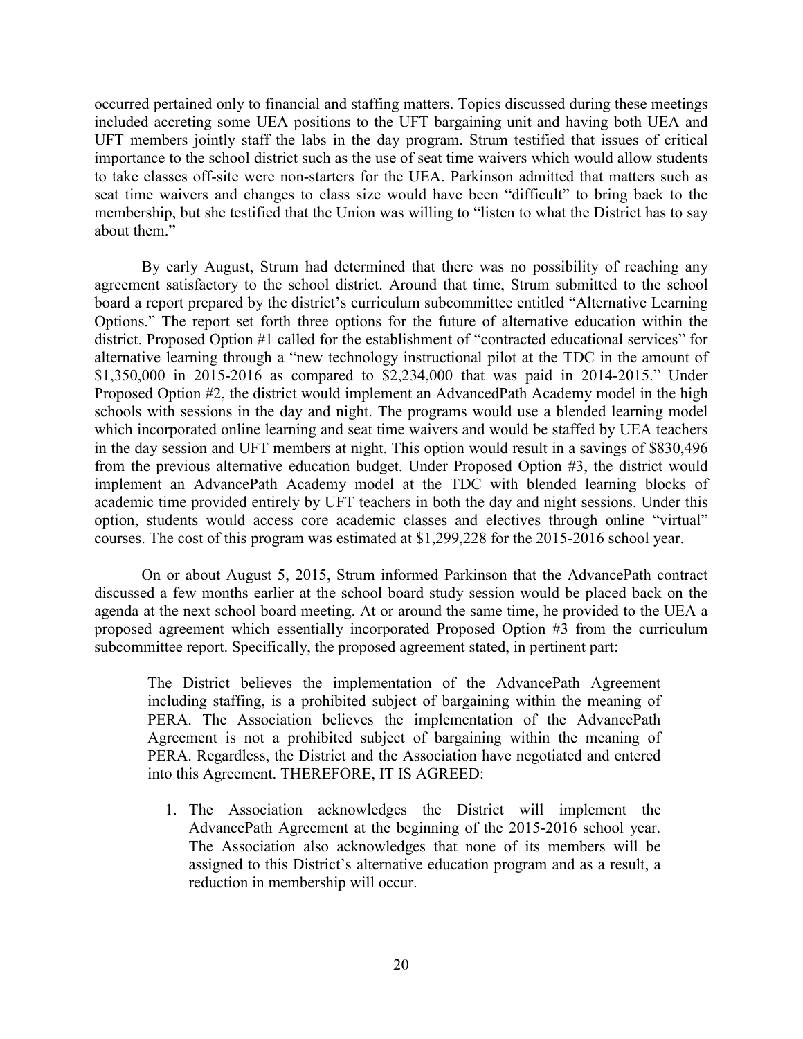occurred pertained only to financial and staffing matters. Topics discussed during these meetings included accreting some UEA positions to the UFT bargaining unit and having both UEA and UFT members jointly staff the labs in the day program. Strum testified that issues of critical importance to the school district such as the use of seat time waivers which would allow students to take classes off-site were non-starters for the UEA. Parkinson admitted that matters such as seat time waivers and changes to class size would have been "difficult" to bring back to the membership, but she testified that the Union was willing to "listen to what the District has to say about them."

By early August, Strum had determined that there was no possibility of reaching any agreement satisfactory to the school district. Around that time, Strum submitted to the school board a report prepared by the district's curriculum subcommittee entitled "Alternative Learning Options." The report set forth three options for the future of alternative education within the district. Proposed Option #1 called for the establishment of "contracted educational services" for alternative learning through a "new technology instructional pilot at the TDC in the amount of $1,350,000 in 2015-2016 as compared to $2,234,000 that was paid in 2014-2015." Under Proposed Option #2, the district would implement an AdvancedPath Academy model in the high schools with sessions in the day and night. The programs would use a blended learning model which incorporated online learning and seat time waivers and would be staffed by UEA teachers in the day session and UFT members at night. This option would result in a savings of $830,496 from the previous alternative education budget. Under Proposed Option #3, the district would implement an AdvancePath Academy model at the TDC with blended learning blocks of academic time provided entirely by UFT teachers in both the day and night sessions. Under this option, students would access core academic classes and electives through online "virtual" courses. The cost of this program was estimated at $1,299,228 for the 2015-2016 school year.

On or about August 5, 2015, Strum informed Parkinson that the AdvancePath contract discussed a few months earlier at the school board study session would be placed back on the agenda at the next school board meeting. At or around the same time, he provided to the UEA a proposed agreement which essentially incorporated Proposed Option #3 from the curriculum subcommittee report. Specifically, the proposed agreement stated, in pertinent part:

> The District believes the implementation of the AdvancePath Agreement including staffing, is a prohibited subject of bargaining within the meaning of PERA. The Association believes the implementation of the AdvancePath Agreement is not a prohibited subject of bargaining within the meaning of PERA. Regardless, the District and the Association have negotiated and entered into this Agreement. THEREFORE, IT IS AGREED:
>
> 1. The Association acknowledges the District will implement the AdvancePath Agreement at the beginning of the 2015-2016 school year. The Association also acknowledges that none of its members will be assigned to this District's alternative education program and as a result, a reduction in membership will occur.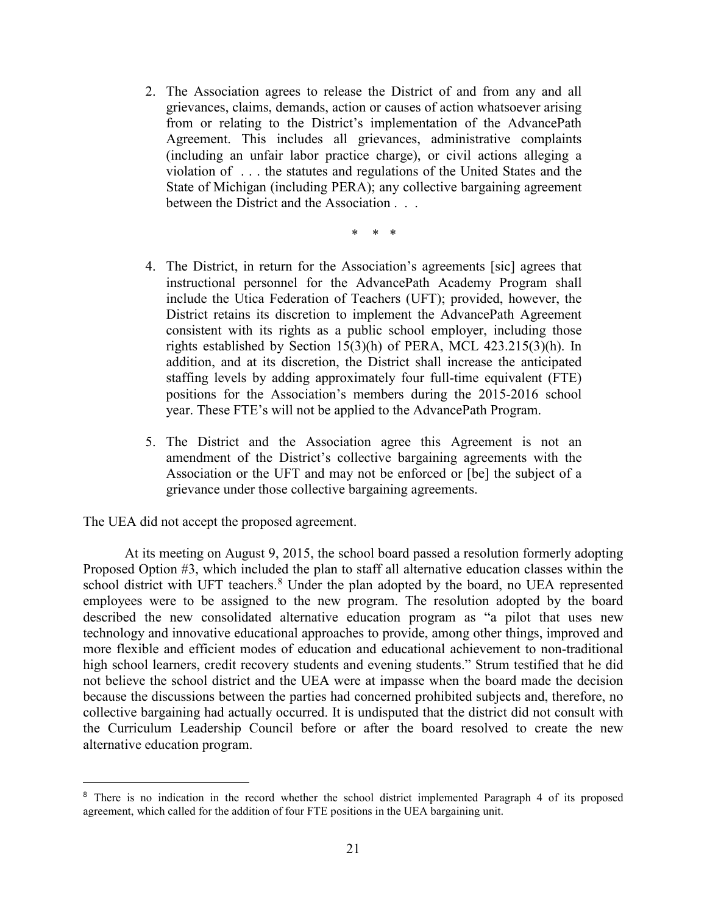2. The Association agrees to release the District of and from any and all grievances, claims, demands, action or causes of action whatsoever arising from or relating to the District's implementation of the AdvancePath Agreement. This includes all grievances, administrative complaints (including an unfair labor practice charge), or civil actions alleging a violation of . . . the statutes and regulations of the United States and the State of Michigan (including PERA); any collective bargaining agreement between the District and the Association . . .

\* \* \*

4. The District, in return for the Association's agreements [sic] agrees that instructional personnel for the AdvancePath Academy Program shall include the Utica Federation of Teachers (UFT); provided, however, the District retains its discretion to implement the AdvancePath Agreement consistent with its rights as a public school employer, including those rights established by Section 15(3)(h) of PERA, MCL 423.215(3)(h). In addition, and at its discretion, the District shall increase the anticipated staffing levels by adding approximately four full-time equivalent (FTE) positions for the Association's members during the 2015-2016 school year. These FTE's will not be applied to the AdvancePath Program.

5. The District and the Association agree this Agreement is not an amendment of the District's collective bargaining agreements with the Association or the UFT and may not be enforced or [be] the subject of a grievance under those collective bargaining agreements.

The UEA did not accept the proposed agreement.

At its meeting on August 9, 2015, the school board passed a resolution formerly adopting Proposed Option #3, which included the plan to staff all alternative education classes within the school district with UFT teachers.[8] Under the plan adopted by the board, no UEA represented employees were to be assigned to the new program. The resolution adopted by the board described the new consolidated alternative education program as "a pilot that uses new technology and innovative educational approaches to provide, among other things, improved and more flexible and efficient modes of education and educational achievement to non-traditional high school learners, credit recovery students and evening students." Strum testified that he did not believe the school district and the UEA were at impasse when the board made the decision because the discussions between the parties had concerned prohibited subjects and, therefore, no collective bargaining had actually occurred. It is undisputed that the district did not consult with the Curriculum Leadership Council before or after the board resolved to create the new alternative education program.

[8] There is no indication in the record whether the school district implemented Paragraph 4 of its proposed agreement, which called for the addition of four FTE positions in the UEA bargaining unit.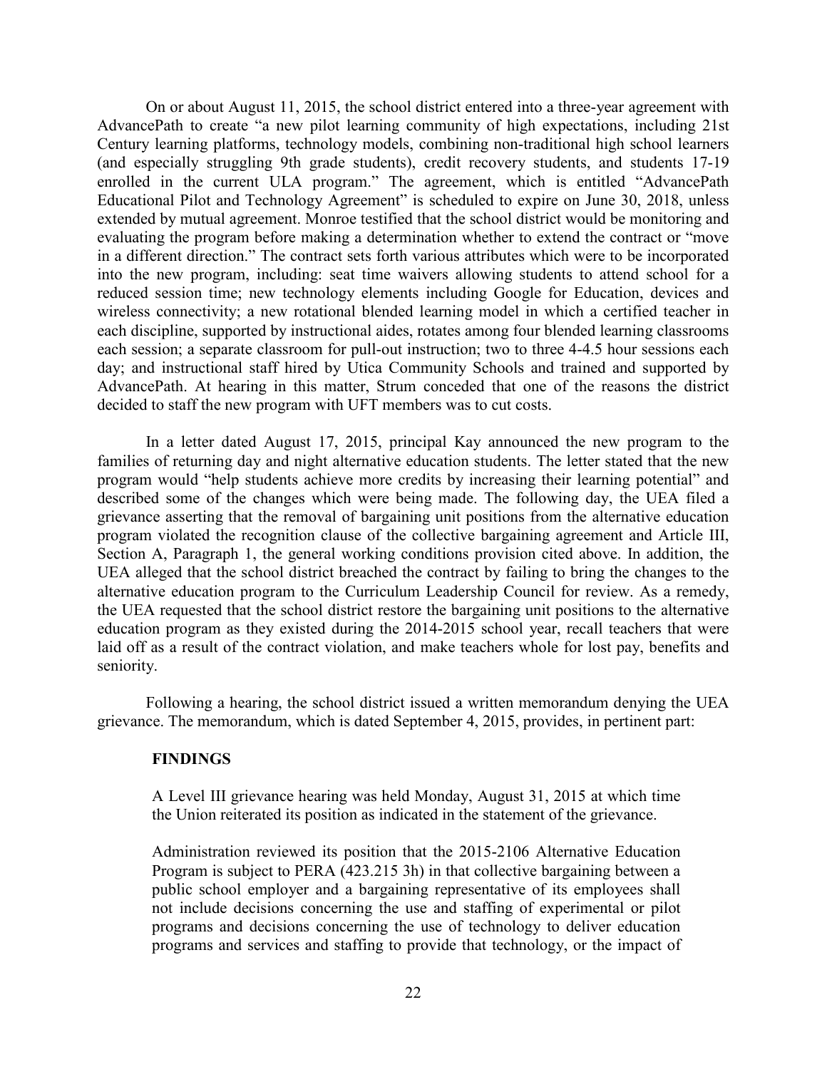On or about August 11, 2015, the school district entered into a three-year agreement with AdvancePath to create "a new pilot learning community of high expectations, including 21st Century learning platforms, technology models, combining non-traditional high school learners (and especially struggling 9th grade students), credit recovery students, and students 17-19 enrolled in the current ULA program." The agreement, which is entitled "AdvancePath Educational Pilot and Technology Agreement" is scheduled to expire on June 30, 2018, unless extended by mutual agreement. Monroe testified that the school district would be monitoring and evaluating the program before making a determination whether to extend the contract or "move in a different direction." The contract sets forth various attributes which were to be incorporated into the new program, including: seat time waivers allowing students to attend school for a reduced session time; new technology elements including Google for Education, devices and wireless connectivity; a new rotational blended learning model in which a certified teacher in each discipline, supported by instructional aides, rotates among four blended learning classrooms each session; a separate classroom for pull-out instruction; two to three 4-4.5 hour sessions each day; and instructional staff hired by Utica Community Schools and trained and supported by AdvancePath. At hearing in this matter, Strum conceded that one of the reasons the district decided to staff the new program with UFT members was to cut costs.

In a letter dated August 17, 2015, principal Kay announced the new program to the families of returning day and night alternative education students. The letter stated that the new program would "help students achieve more credits by increasing their learning potential" and described some of the changes which were being made. The following day, the UEA filed a grievance asserting that the removal of bargaining unit positions from the alternative education program violated the recognition clause of the collective bargaining agreement and Article III, Section A, Paragraph 1, the general working conditions provision cited above. In addition, the UEA alleged that the school district breached the contract by failing to bring the changes to the alternative education program to the Curriculum Leadership Council for review. As a remedy, the UEA requested that the school district restore the bargaining unit positions to the alternative education program as they existed during the 2014-2015 school year, recall teachers that were laid off as a result of the contract violation, and make teachers whole for lost pay, benefits and seniority.

Following a hearing, the school district issued a written memorandum denying the UEA grievance. The memorandum, which is dated September 4, 2015, provides, in pertinent part:

> **FINDINGS**
>
> A Level III grievance hearing was held Monday, August 31, 2015 at which time the Union reiterated its position as indicated in the statement of the grievance.
>
> Administration reviewed its position that the 2015-2106 Alternative Education Program is subject to PERA (423.215 3h) in that collective bargaining between a public school employer and a bargaining representative of its employees shall not include decisions concerning the use and staffing of experimental or pilot programs and decisions concerning the use of technology to deliver education programs and services and staffing to provide that technology, or the impact of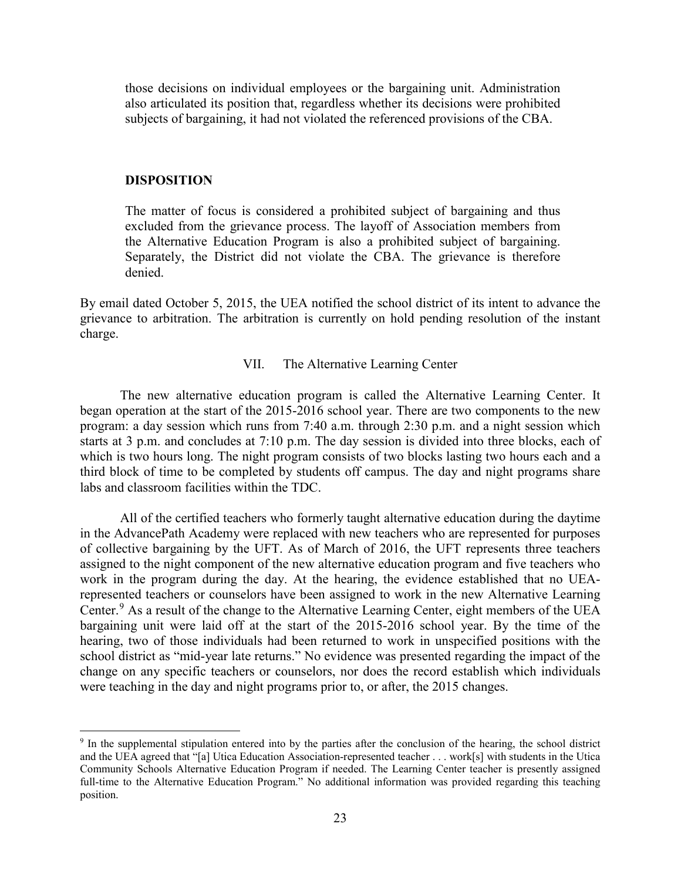those decisions on individual employees or the bargaining unit. Administration also articulated its position that, regardless whether its decisions were prohibited subjects of bargaining, it had not violated the referenced provisions of the CBA.

> **DISPOSITION**
>
> The matter of focus is considered a prohibited subject of bargaining and thus excluded from the grievance process. The layoff of Association members from the Alternative Education Program is also a prohibited subject of bargaining. Separately, the District did not violate the CBA. The grievance is therefore denied.

By email dated October 5, 2015, the UEA notified the school district of its intent to advance the grievance to arbitration. The arbitration is currently on hold pending resolution of the instant charge.

## VII. The Alternative Learning Center

The new alternative education program is called the Alternative Learning Center. It began operation at the start of the 2015-2016 school year. There are two components to the new program: a day session which runs from 7:40 a.m. through 2:30 p.m. and a night session which starts at 3 p.m. and concludes at 7:10 p.m. The day session is divided into three blocks, each of which is two hours long. The night program consists of two blocks lasting two hours each and a third block of time to be completed by students off campus. The day and night programs share labs and classroom facilities within the TDC.

All of the certified teachers who formerly taught alternative education during the daytime in the AdvancePath Academy were replaced with new teachers who are represented for purposes of collective bargaining by the UFT. As of March of 2016, the UFT represents three teachers assigned to the night component of the new alternative education program and five teachers who work in the program during the day. At the hearing, the evidence established that no UEA-represented teachers or counselors have been assigned to work in the new Alternative Learning Center.[9] As a result of the change to the Alternative Learning Center, eight members of the UEA bargaining unit were laid off at the start of the 2015-2016 school year. By the time of the hearing, two of those individuals had been returned to work in unspecified positions with the school district as "mid-year late returns." No evidence was presented regarding the impact of the change on any specific teachers or counselors, nor does the record establish which individuals were teaching in the day and night programs prior to, or after, the 2015 changes.

---

[9] In the supplemental stipulation entered into by the parties after the conclusion of the hearing, the school district and the UEA agreed that "[a] Utica Education Association-represented teacher . . . work[s] with students in the Utica Community Schools Alternative Education Program if needed. The Learning Center teacher is presently assigned full-time to the Alternative Education Program." No additional information was provided regarding this teaching position.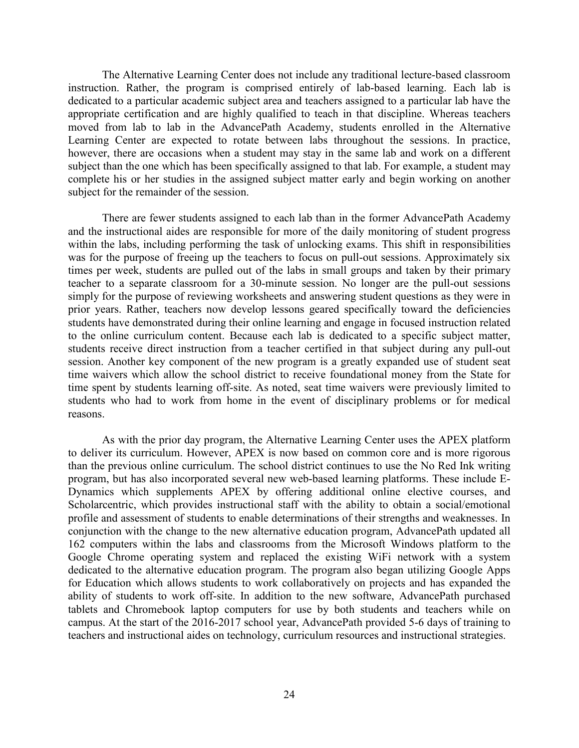The Alternative Learning Center does not include any traditional lecture-based classroom instruction. Rather, the program is comprised entirely of lab-based learning. Each lab is dedicated to a particular academic subject area and teachers assigned to a particular lab have the appropriate certification and are highly qualified to teach in that discipline. Whereas teachers moved from lab to lab in the AdvancePath Academy, students enrolled in the Alternative Learning Center are expected to rotate between labs throughout the sessions. In practice, however, there are occasions when a student may stay in the same lab and work on a different subject than the one which has been specifically assigned to that lab. For example, a student may complete his or her studies in the assigned subject matter early and begin working on another subject for the remainder of the session.

There are fewer students assigned to each lab than in the former AdvancePath Academy and the instructional aides are responsible for more of the daily monitoring of student progress within the labs, including performing the task of unlocking exams. This shift in responsibilities was for the purpose of freeing up the teachers to focus on pull-out sessions. Approximately six times per week, students are pulled out of the labs in small groups and taken by their primary teacher to a separate classroom for a 30-minute session. No longer are the pull-out sessions simply for the purpose of reviewing worksheets and answering student questions as they were in prior years. Rather, teachers now develop lessons geared specifically toward the deficiencies students have demonstrated during their online learning and engage in focused instruction related to the online curriculum content. Because each lab is dedicated to a specific subject matter, students receive direct instruction from a teacher certified in that subject during any pull-out session. Another key component of the new program is a greatly expanded use of student seat time waivers which allow the school district to receive foundational money from the State for time spent by students learning off-site. As noted, seat time waivers were previously limited to students who had to work from home in the event of disciplinary problems or for medical reasons.

As with the prior day program, the Alternative Learning Center uses the APEX platform to deliver its curriculum. However, APEX is now based on common core and is more rigorous than the previous online curriculum. The school district continues to use the No Red Ink writing program, but has also incorporated several new web-based learning platforms. These include E-Dynamics which supplements APEX by offering additional online elective courses, and Scholarcentric, which provides instructional staff with the ability to obtain a social/emotional profile and assessment of students to enable determinations of their strengths and weaknesses. In conjunction with the change to the new alternative education program, AdvancePath updated all 162 computers within the labs and classrooms from the Microsoft Windows platform to the Google Chrome operating system and replaced the existing WiFi network with a system dedicated to the alternative education program. The program also began utilizing Google Apps for Education which allows students to work collaboratively on projects and has expanded the ability of students to work off-site. In addition to the new software, AdvancePath purchased tablets and Chromebook laptop computers for use by both students and teachers while on campus. At the start of the 2016-2017 school year, AdvancePath provided 5-6 days of training to teachers and instructional aides on technology, curriculum resources and instructional strategies.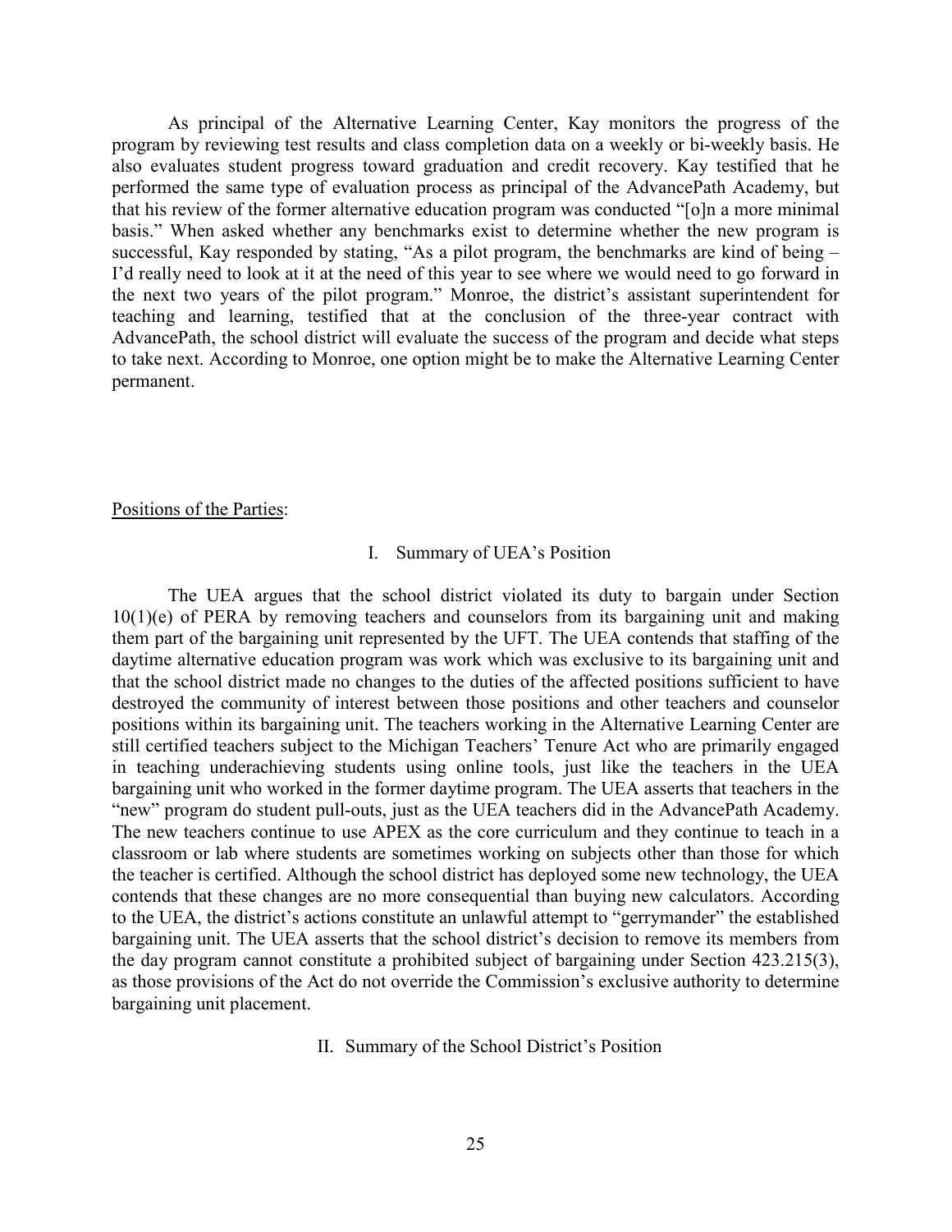As principal of the Alternative Learning Center, Kay monitors the progress of the program by reviewing test results and class completion data on a weekly or bi-weekly basis. He also evaluates student progress toward graduation and credit recovery. Kay testified that he performed the same type of evaluation process as principal of the AdvancePath Academy, but that his review of the former alternative education program was conducted "[o]n a more minimal basis." When asked whether any benchmarks exist to determine whether the new program is successful, Kay responded by stating, "As a pilot program, the benchmarks are kind of being – I'd really need to look at it at the need of this year to see where we would need to go forward in the next two years of the pilot program." Monroe, the district's assistant superintendent for teaching and learning, testified that at the conclusion of the three-year contract with AdvancePath, the school district will evaluate the success of the program and decide what steps to take next. According to Monroe, one option might be to make the Alternative Learning Center permanent.

Positions of the Parties:

I. Summary of UEA's Position

The UEA argues that the school district violated its duty to bargain under Section 10(1)(e) of PERA by removing teachers and counselors from its bargaining unit and making them part of the bargaining unit represented by the UFT. The UEA contends that staffing of the daytime alternative education program was work which was exclusive to its bargaining unit and that the school district made no changes to the duties of the affected positions sufficient to have destroyed the community of interest between those positions and other teachers and counselor positions within its bargaining unit. The teachers working in the Alternative Learning Center are still certified teachers subject to the Michigan Teachers' Tenure Act who are primarily engaged in teaching underachieving students using online tools, just like the teachers in the UEA bargaining unit who worked in the former daytime program. The UEA asserts that teachers in the "new" program do student pull-outs, just as the UEA teachers did in the AdvancePath Academy. The new teachers continue to use APEX as the core curriculum and they continue to teach in a classroom or lab where students are sometimes working on subjects other than those for which the teacher is certified. Although the school district has deployed some new technology, the UEA contends that these changes are no more consequential than buying new calculators. According to the UEA, the district's actions constitute an unlawful attempt to "gerrymander" the established bargaining unit. The UEA asserts that the school district's decision to remove its members from the day program cannot constitute a prohibited subject of bargaining under Section 423.215(3), as those provisions of the Act do not override the Commission's exclusive authority to determine bargaining unit placement.

II. Summary of the School District's Position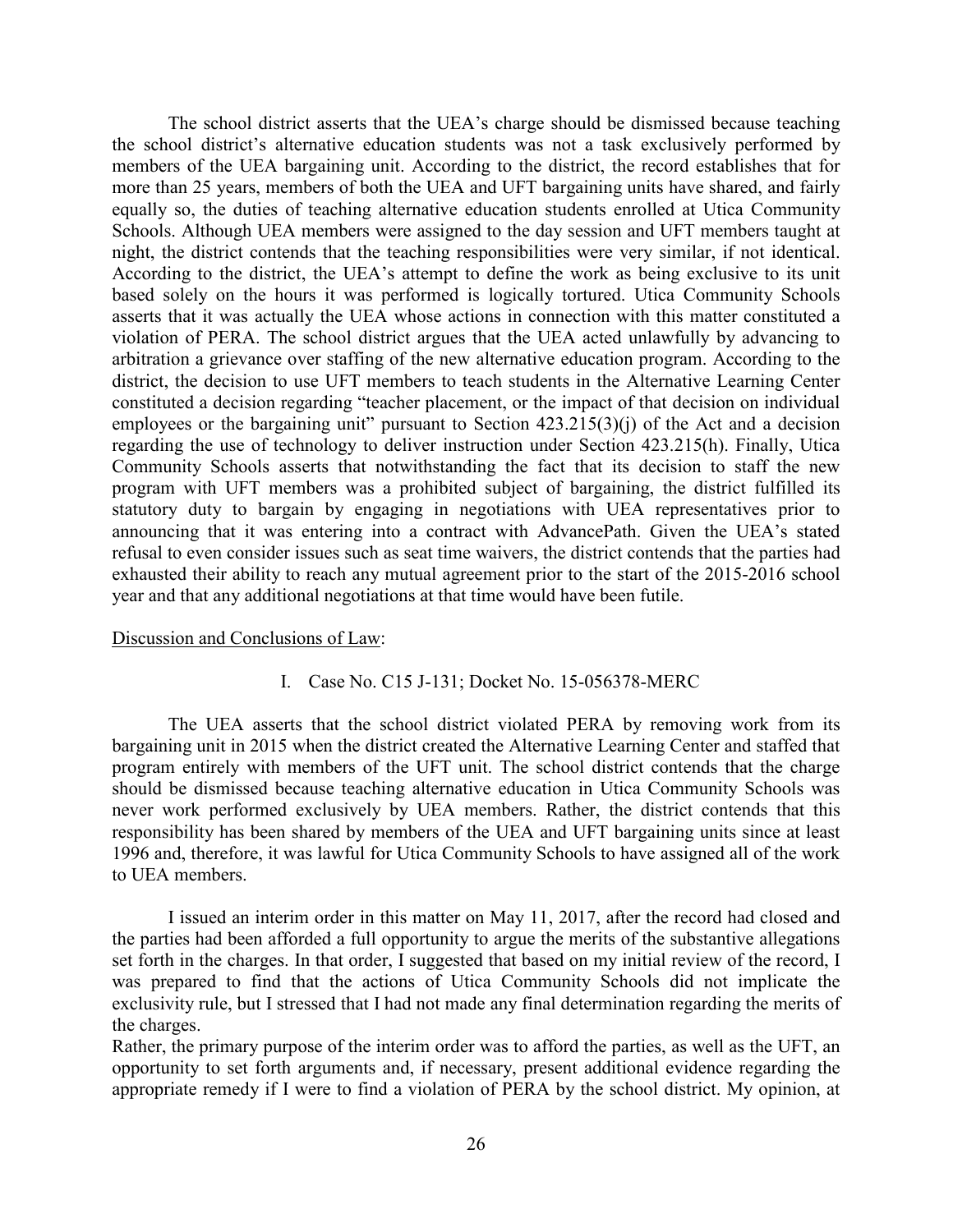The school district asserts that the UEA's charge should be dismissed because teaching the school district's alternative education students was not a task exclusively performed by members of the UEA bargaining unit. According to the district, the record establishes that for more than 25 years, members of both the UEA and UFT bargaining units have shared, and fairly equally so, the duties of teaching alternative education students enrolled at Utica Community Schools. Although UEA members were assigned to the day session and UFT members taught at night, the district contends that the teaching responsibilities were very similar, if not identical. According to the district, the UEA's attempt to define the work as being exclusive to its unit based solely on the hours it was performed is logically tortured. Utica Community Schools asserts that it was actually the UEA whose actions in connection with this matter constituted a violation of PERA. The school district argues that the UEA acted unlawfully by advancing to arbitration a grievance over staffing of the new alternative education program. According to the district, the decision to use UFT members to teach students in the Alternative Learning Center constituted a decision regarding "teacher placement, or the impact of that decision on individual employees or the bargaining unit" pursuant to Section 423.215(3)(j) of the Act and a decision regarding the use of technology to deliver instruction under Section 423.215(h). Finally, Utica Community Schools asserts that notwithstanding the fact that its decision to staff the new program with UFT members was a prohibited subject of bargaining, the district fulfilled its statutory duty to bargain by engaging in negotiations with UEA representatives prior to announcing that it was entering into a contract with AdvancePath. Given the UEA's stated refusal to even consider issues such as seat time waivers, the district contends that the parties had exhausted their ability to reach any mutual agreement prior to the start of the 2015-2016 school year and that any additional negotiations at that time would have been futile.

<u>Discussion and Conclusions of Law</u>:

I. Case No. C15 J-131; Docket No. 15-056378-MERC

The UEA asserts that the school district violated PERA by removing work from its bargaining unit in 2015 when the district created the Alternative Learning Center and staffed that program entirely with members of the UFT unit. The school district contends that the charge should be dismissed because teaching alternative education in Utica Community Schools was never work performed exclusively by UEA members. Rather, the district contends that this responsibility has been shared by members of the UEA and UFT bargaining units since at least 1996 and, therefore, it was lawful for Utica Community Schools to have assigned all of the work to UEA members.

I issued an interim order in this matter on May 11, 2017, after the record had closed and the parties had been afforded a full opportunity to argue the merits of the substantive allegations set forth in the charges. In that order, I suggested that based on my initial review of the record, I was prepared to find that the actions of Utica Community Schools did not implicate the exclusivity rule, but I stressed that I had not made any final determination regarding the merits of the charges.

Rather, the primary purpose of the interim order was to afford the parties, as well as the UFT, an opportunity to set forth arguments and, if necessary, present additional evidence regarding the appropriate remedy if I were to find a violation of PERA by the school district. My opinion, at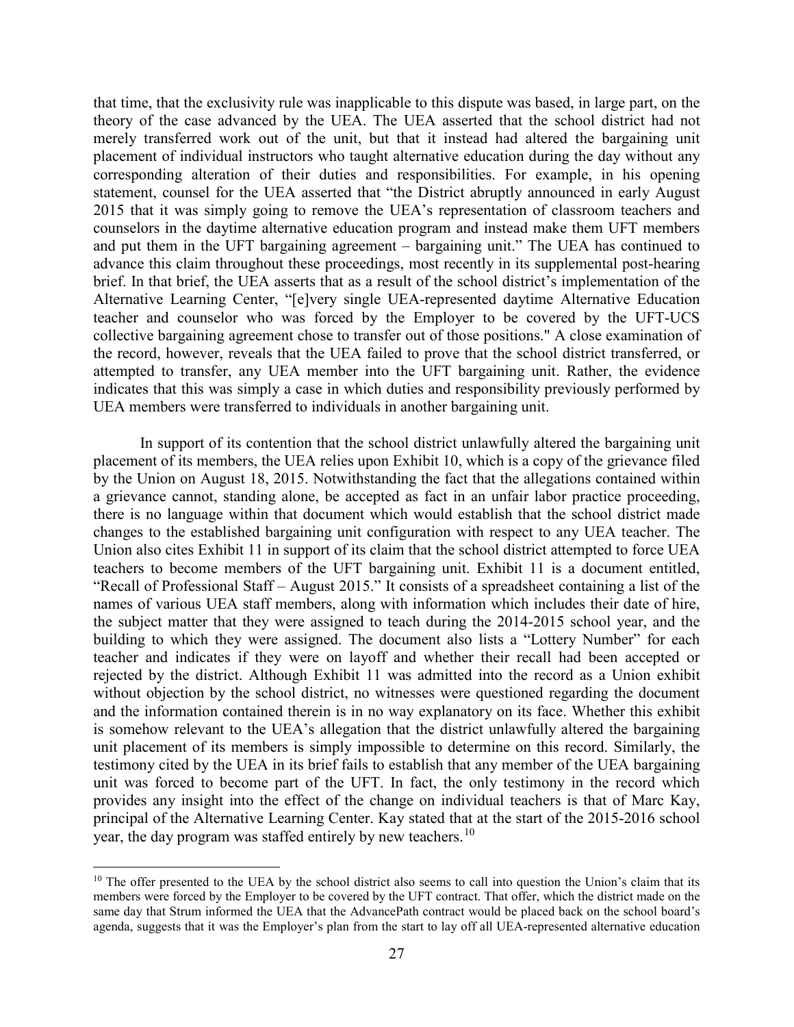that time, that the exclusivity rule was inapplicable to this dispute was based, in large part, on the theory of the case advanced by the UEA. The UEA asserted that the school district had not merely transferred work out of the unit, but that it instead had altered the bargaining unit placement of individual instructors who taught alternative education during the day without any corresponding alteration of their duties and responsibilities. For example, in his opening statement, counsel for the UEA asserted that "the District abruptly announced in early August 2015 that it was simply going to remove the UEA's representation of classroom teachers and counselors in the daytime alternative education program and instead make them UFT members and put them in the UFT bargaining agreement – bargaining unit." The UEA has continued to advance this claim throughout these proceedings, most recently in its supplemental post-hearing brief. In that brief, the UEA asserts that as a result of the school district's implementation of the Alternative Learning Center, "[e]very single UEA-represented daytime Alternative Education teacher and counselor who was forced by the Employer to be covered by the UFT-UCS collective bargaining agreement chose to transfer out of those positions." A close examination of the record, however, reveals that the UEA failed to prove that the school district transferred, or attempted to transfer, any UEA member into the UFT bargaining unit. Rather, the evidence indicates that this was simply a case in which duties and responsibility previously performed by UEA members were transferred to individuals in another bargaining unit.

In support of its contention that the school district unlawfully altered the bargaining unit placement of its members, the UEA relies upon Exhibit 10, which is a copy of the grievance filed by the Union on August 18, 2015. Notwithstanding the fact that the allegations contained within a grievance cannot, standing alone, be accepted as fact in an unfair labor practice proceeding, there is no language within that document which would establish that the school district made changes to the established bargaining unit configuration with respect to any UEA teacher. The Union also cites Exhibit 11 in support of its claim that the school district attempted to force UEA teachers to become members of the UFT bargaining unit. Exhibit 11 is a document entitled, "Recall of Professional Staff – August 2015." It consists of a spreadsheet containing a list of the names of various UEA staff members, along with information which includes their date of hire, the subject matter that they were assigned to teach during the 2014-2015 school year, and the building to which they were assigned. The document also lists a "Lottery Number" for each teacher and indicates if they were on layoff and whether their recall had been accepted or rejected by the district. Although Exhibit 11 was admitted into the record as a Union exhibit without objection by the school district, no witnesses were questioned regarding the document and the information contained therein is in no way explanatory on its face. Whether this exhibit is somehow relevant to the UEA's allegation that the district unlawfully altered the bargaining unit placement of its members is simply impossible to determine on this record. Similarly, the testimony cited by the UEA in its brief fails to establish that any member of the UEA bargaining unit was forced to become part of the UFT. In fact, the only testimony in the record which provides any insight into the effect of the change on individual teachers is that of Marc Kay, principal of the Alternative Learning Center. Kay stated that at the start of the 2015-2016 school year, the day program was staffed entirely by new teachers.[10]

[10] The offer presented to the UEA by the school district also seems to call into question the Union's claim that its members were forced by the Employer to be covered by the UFT contract. That offer, which the district made on the same day that Strum informed the UEA that the AdvancePath contract would be placed back on the school board's agenda, suggests that it was the Employer's plan from the start to lay off all UEA-represented alternative education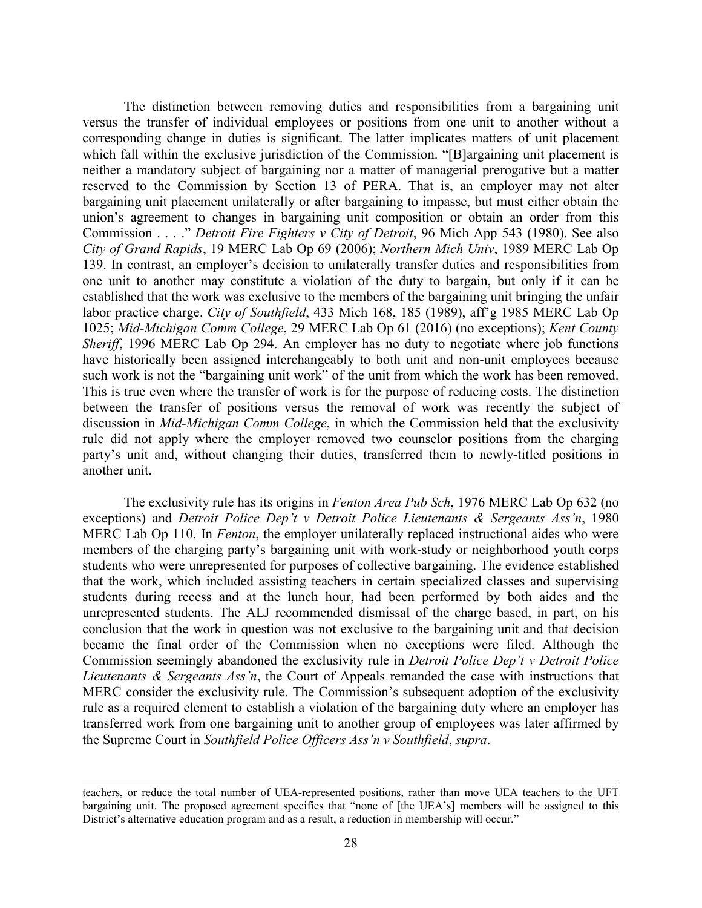The distinction between removing duties and responsibilities from a bargaining unit versus the transfer of individual employees or positions from one unit to another without a corresponding change in duties is significant. The latter implicates matters of unit placement which fall within the exclusive jurisdiction of the Commission. "[B]argaining unit placement is neither a mandatory subject of bargaining nor a matter of managerial prerogative but a matter reserved to the Commission by Section 13 of PERA. That is, an employer may not alter bargaining unit placement unilaterally or after bargaining to impasse, but must either obtain the union's agreement to changes in bargaining unit composition or obtain an order from this Commission . . . ." *Detroit Fire Fighters v City of Detroit*, 96 Mich App 543 (1980). See also *City of Grand Rapids*, 19 MERC Lab Op 69 (2006); *Northern Mich Univ*, 1989 MERC Lab Op 139. In contrast, an employer's decision to unilaterally transfer duties and responsibilities from one unit to another may constitute a violation of the duty to bargain, but only if it can be established that the work was exclusive to the members of the bargaining unit bringing the unfair labor practice charge. *City of Southfield*, 433 Mich 168, 185 (1989), aff'g 1985 MERC Lab Op 1025; *Mid-Michigan Comm College*, 29 MERC Lab Op 61 (2016) (no exceptions); *Kent County Sheriff*, 1996 MERC Lab Op 294. An employer has no duty to negotiate where job functions have historically been assigned interchangeably to both unit and non-unit employees because such work is not the "bargaining unit work" of the unit from which the work has been removed. This is true even where the transfer of work is for the purpose of reducing costs. The distinction between the transfer of positions versus the removal of work was recently the subject of discussion in *Mid-Michigan Comm College*, in which the Commission held that the exclusivity rule did not apply where the employer removed two counselor positions from the charging party's unit and, without changing their duties, transferred them to newly-titled positions in another unit.

The exclusivity rule has its origins in *Fenton Area Pub Sch*, 1976 MERC Lab Op 632 (no exceptions) and *Detroit Police Dep't v Detroit Police Lieutenants & Sergeants Ass'n*, 1980 MERC Lab Op 110. In *Fenton*, the employer unilaterally replaced instructional aides who were members of the charging party's bargaining unit with work-study or neighborhood youth corps students who were unrepresented for purposes of collective bargaining. The evidence established that the work, which included assisting teachers in certain specialized classes and supervising students during recess and at the lunch hour, had been performed by both aides and the unrepresented students. The ALJ recommended dismissal of the charge based, in part, on his conclusion that the work in question was not exclusive to the bargaining unit and that decision became the final order of the Commission when no exceptions were filed. Although the Commission seemingly abandoned the exclusivity rule in *Detroit Police Dep't v Detroit Police Lieutenants & Sergeants Ass'n*, the Court of Appeals remanded the case with instructions that MERC consider the exclusivity rule. The Commission's subsequent adoption of the exclusivity rule as a required element to establish a violation of the bargaining duty where an employer has transferred work from one bargaining unit to another group of employees was later affirmed by the Supreme Court in *Southfield Police Officers Ass'n v Southfield*, *supra*.

---

teachers, or reduce the total number of UEA-represented positions, rather than move UEA teachers to the UFT bargaining unit. The proposed agreement specifies that "none of [the UEA's] members will be assigned to this District's alternative education program and as a result, a reduction in membership will occur."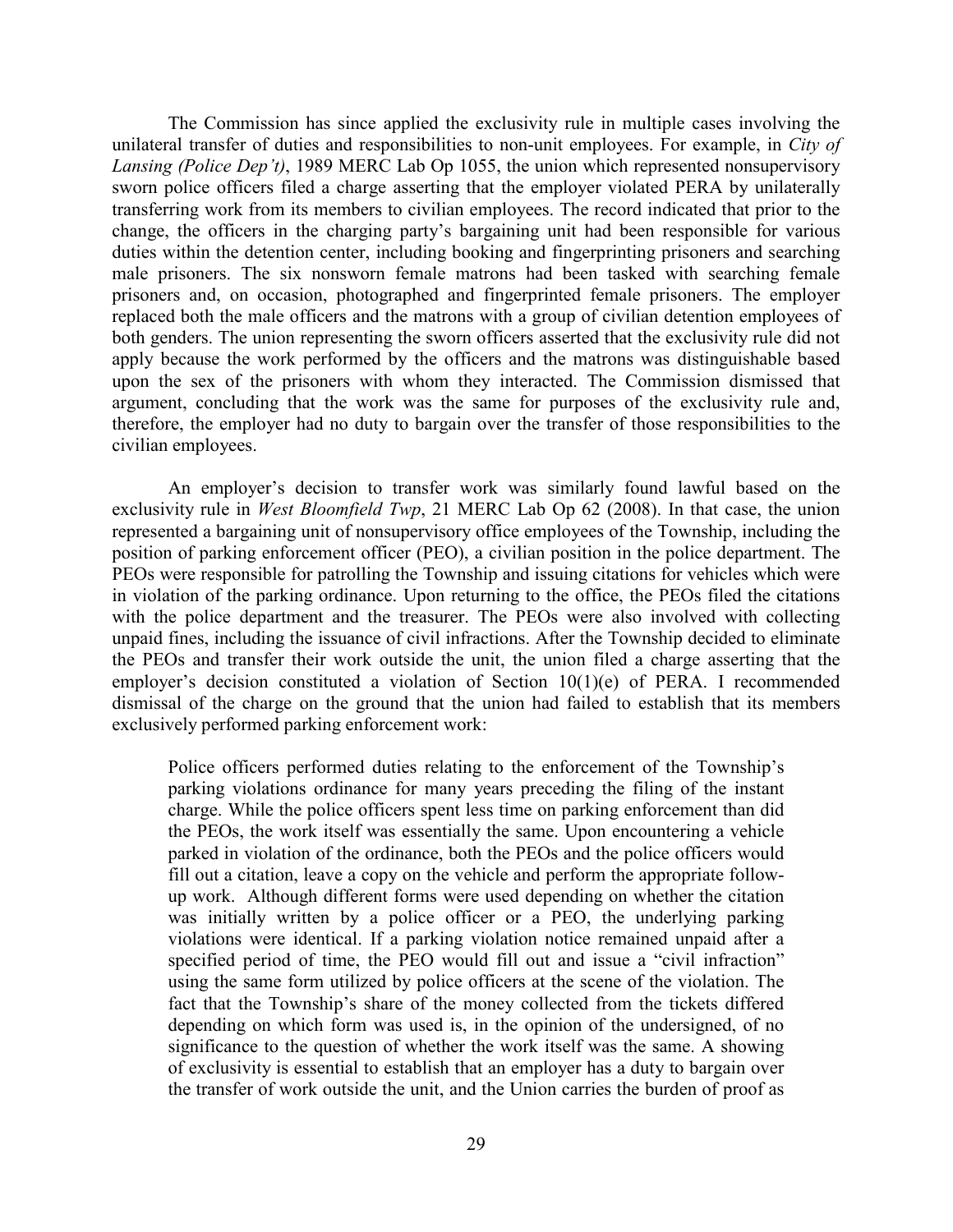The Commission has since applied the exclusivity rule in multiple cases involving the unilateral transfer of duties and responsibilities to non-unit employees. For example, in *City of Lansing (Police Dep't)*, 1989 MERC Lab Op 1055, the union which represented nonsupervisory sworn police officers filed a charge asserting that the employer violated PERA by unilaterally transferring work from its members to civilian employees. The record indicated that prior to the change, the officers in the charging party's bargaining unit had been responsible for various duties within the detention center, including booking and fingerprinting prisoners and searching male prisoners. The six nonsworn female matrons had been tasked with searching female prisoners and, on occasion, photographed and fingerprinted female prisoners. The employer replaced both the male officers and the matrons with a group of civilian detention employees of both genders. The union representing the sworn officers asserted that the exclusivity rule did not apply because the work performed by the officers and the matrons was distinguishable based upon the sex of the prisoners with whom they interacted. The Commission dismissed that argument, concluding that the work was the same for purposes of the exclusivity rule and, therefore, the employer had no duty to bargain over the transfer of those responsibilities to the civilian employees.

An employer's decision to transfer work was similarly found lawful based on the exclusivity rule in *West Bloomfield Twp*, 21 MERC Lab Op 62 (2008). In that case, the union represented a bargaining unit of nonsupervisory office employees of the Township, including the position of parking enforcement officer (PEO), a civilian position in the police department. The PEOs were responsible for patrolling the Township and issuing citations for vehicles which were in violation of the parking ordinance. Upon returning to the office, the PEOs filed the citations with the police department and the treasurer. The PEOs were also involved with collecting unpaid fines, including the issuance of civil infractions. After the Township decided to eliminate the PEOs and transfer their work outside the unit, the union filed a charge asserting that the employer's decision constituted a violation of Section 10(1)(e) of PERA. I recommended dismissal of the charge on the ground that the union had failed to establish that its members exclusively performed parking enforcement work:

> Police officers performed duties relating to the enforcement of the Township's parking violations ordinance for many years preceding the filing of the instant charge. While the police officers spent less time on parking enforcement than did the PEOs, the work itself was essentially the same. Upon encountering a vehicle parked in violation of the ordinance, both the PEOs and the police officers would fill out a citation, leave a copy on the vehicle and perform the appropriate follow-up work. Although different forms were used depending on whether the citation was initially written by a police officer or a PEO, the underlying parking violations were identical. If a parking violation notice remained unpaid after a specified period of time, the PEO would fill out and issue a "civil infraction" using the same form utilized by police officers at the scene of the violation. The fact that the Township's share of the money collected from the tickets differed depending on which form was used is, in the opinion of the undersigned, of no significance to the question of whether the work itself was the same. A showing of exclusivity is essential to establish that an employer has a duty to bargain over the transfer of work outside the unit, and the Union carries the burden of proof as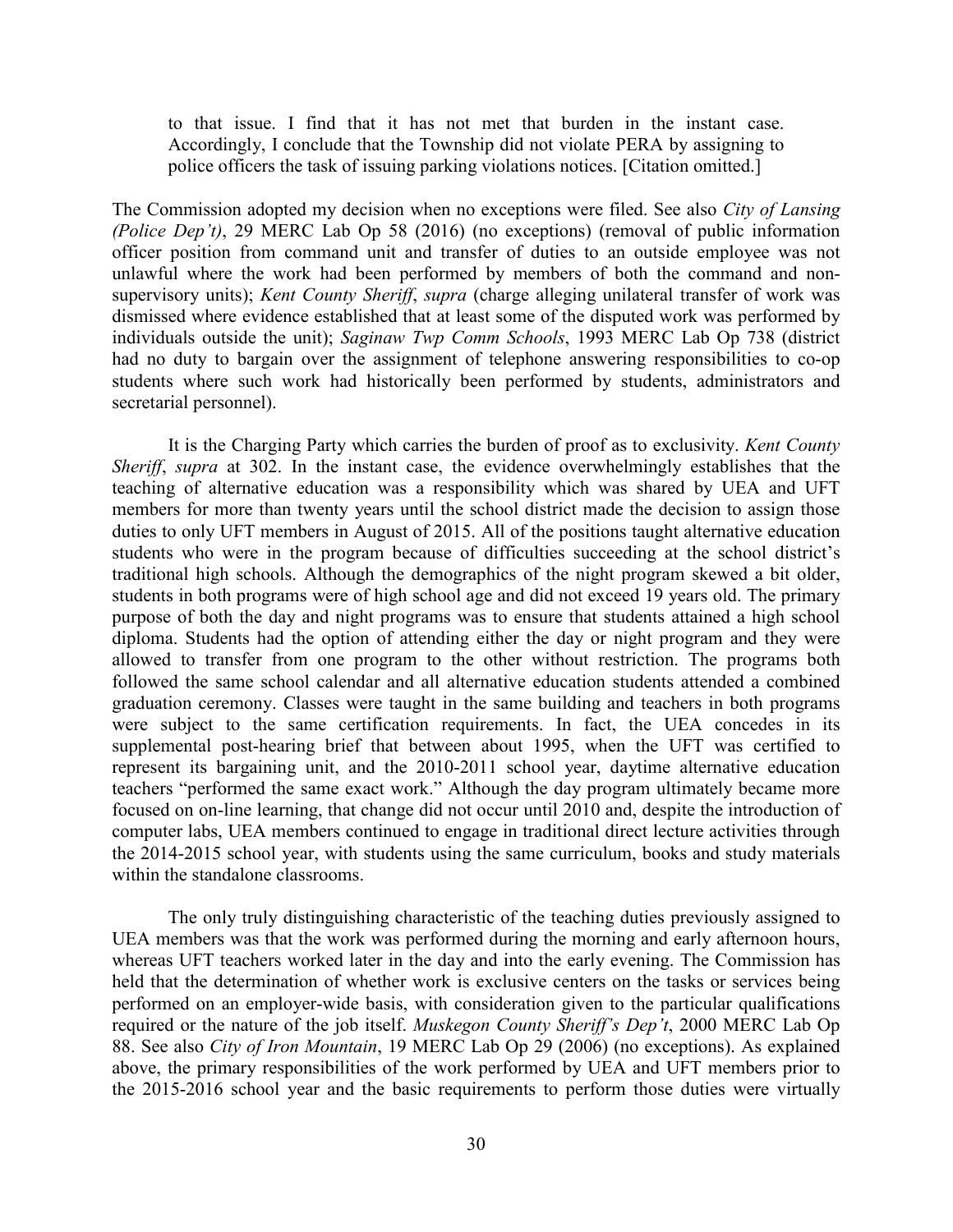> to that issue. I find that it has not met that burden in the instant case. Accordingly, I conclude that the Township did not violate PERA by assigning to police officers the task of issuing parking violations notices. [Citation omitted.]

The Commission adopted my decision when no exceptions were filed. See also *City of Lansing (Police Dep't)*, 29 MERC Lab Op 58 (2016) (no exceptions) (removal of public information officer position from command unit and transfer of duties to an outside employee was not unlawful where the work had been performed by members of both the command and non-supervisory units); *Kent County Sheriff*, *supra* (charge alleging unilateral transfer of work was dismissed where evidence established that at least some of the disputed work was performed by individuals outside the unit); *Saginaw Twp Comm Schools*, 1993 MERC Lab Op 738 (district had no duty to bargain over the assignment of telephone answering responsibilities to co-op students where such work had historically been performed by students, administrators and secretarial personnel).

It is the Charging Party which carries the burden of proof as to exclusivity. *Kent County Sheriff*, *supra* at 302. In the instant case, the evidence overwhelmingly establishes that the teaching of alternative education was a responsibility which was shared by UEA and UFT members for more than twenty years until the school district made the decision to assign those duties to only UFT members in August of 2015. All of the positions taught alternative education students who were in the program because of difficulties succeeding at the school district's traditional high schools. Although the demographics of the night program skewed a bit older, students in both programs were of high school age and did not exceed 19 years old. The primary purpose of both the day and night programs was to ensure that students attained a high school diploma. Students had the option of attending either the day or night program and they were allowed to transfer from one program to the other without restriction. The programs both followed the same school calendar and all alternative education students attended a combined graduation ceremony. Classes were taught in the same building and teachers in both programs were subject to the same certification requirements. In fact, the UEA concedes in its supplemental post-hearing brief that between about 1995, when the UFT was certified to represent its bargaining unit, and the 2010-2011 school year, daytime alternative education teachers "performed the same exact work." Although the day program ultimately became more focused on on-line learning, that change did not occur until 2010 and, despite the introduction of computer labs, UEA members continued to engage in traditional direct lecture activities through the 2014-2015 school year, with students using the same curriculum, books and study materials within the standalone classrooms.

The only truly distinguishing characteristic of the teaching duties previously assigned to UEA members was that the work was performed during the morning and early afternoon hours, whereas UFT teachers worked later in the day and into the early evening. The Commission has held that the determination of whether work is exclusive centers on the tasks or services being performed on an employer-wide basis, with consideration given to the particular qualifications required or the nature of the job itself. *Muskegon County Sheriff's Dep't*, 2000 MERC Lab Op 88. See also *City of Iron Mountain*, 19 MERC Lab Op 29 (2006) (no exceptions). As explained above, the primary responsibilities of the work performed by UEA and UFT members prior to the 2015-2016 school year and the basic requirements to perform those duties were virtually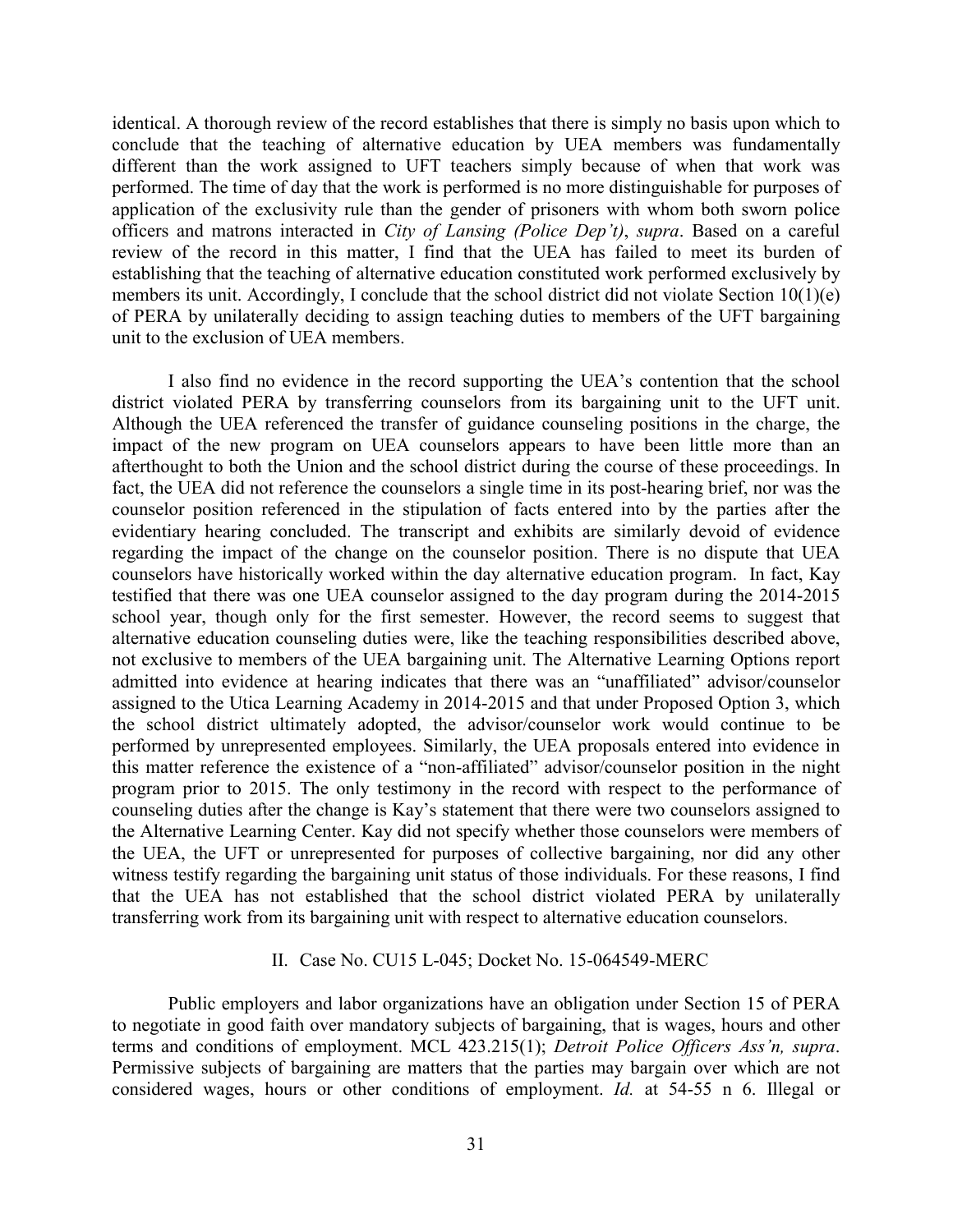identical. A thorough review of the record establishes that there is simply no basis upon which to conclude that the teaching of alternative education by UEA members was fundamentally different than the work assigned to UFT teachers simply because of when that work was performed. The time of day that the work is performed is no more distinguishable for purposes of application of the exclusivity rule than the gender of prisoners with whom both sworn police officers and matrons interacted in *City of Lansing (Police Dep't)*, *supra*. Based on a careful review of the record in this matter, I find that the UEA has failed to meet its burden of establishing that the teaching of alternative education constituted work performed exclusively by members its unit. Accordingly, I conclude that the school district did not violate Section 10(1)(e) of PERA by unilaterally deciding to assign teaching duties to members of the UFT bargaining unit to the exclusion of UEA members.

I also find no evidence in the record supporting the UEA's contention that the school district violated PERA by transferring counselors from its bargaining unit to the UFT unit. Although the UEA referenced the transfer of guidance counseling positions in the charge, the impact of the new program on UEA counselors appears to have been little more than an afterthought to both the Union and the school district during the course of these proceedings. In fact, the UEA did not reference the counselors a single time in its post-hearing brief, nor was the counselor position referenced in the stipulation of facts entered into by the parties after the evidentiary hearing concluded. The transcript and exhibits are similarly devoid of evidence regarding the impact of the change on the counselor position. There is no dispute that UEA counselors have historically worked within the day alternative education program. In fact, Kay testified that there was one UEA counselor assigned to the day program during the 2014-2015 school year, though only for the first semester. However, the record seems to suggest that alternative education counseling duties were, like the teaching responsibilities described above, not exclusive to members of the UEA bargaining unit. The Alternative Learning Options report admitted into evidence at hearing indicates that there was an "unaffiliated" advisor/counselor assigned to the Utica Learning Academy in 2014-2015 and that under Proposed Option 3, which the school district ultimately adopted, the advisor/counselor work would continue to be performed by unrepresented employees. Similarly, the UEA proposals entered into evidence in this matter reference the existence of a "non-affiliated" advisor/counselor position in the night program prior to 2015. The only testimony in the record with respect to the performance of counseling duties after the change is Kay's statement that there were two counselors assigned to the Alternative Learning Center. Kay did not specify whether those counselors were members of the UEA, the UFT or unrepresented for purposes of collective bargaining, nor did any other witness testify regarding the bargaining unit status of those individuals. For these reasons, I find that the UEA has not established that the school district violated PERA by unilaterally transferring work from its bargaining unit with respect to alternative education counselors.

## II. Case No. CU15 L-045; Docket No. 15-064549-MERC

Public employers and labor organizations have an obligation under Section 15 of PERA to negotiate in good faith over mandatory subjects of bargaining, that is wages, hours and other terms and conditions of employment. MCL 423.215(1); *Detroit Police Officers Ass'n, supra*. Permissive subjects of bargaining are matters that the parties may bargain over which are not considered wages, hours or other conditions of employment. *Id.* at 54-55 n 6. Illegal or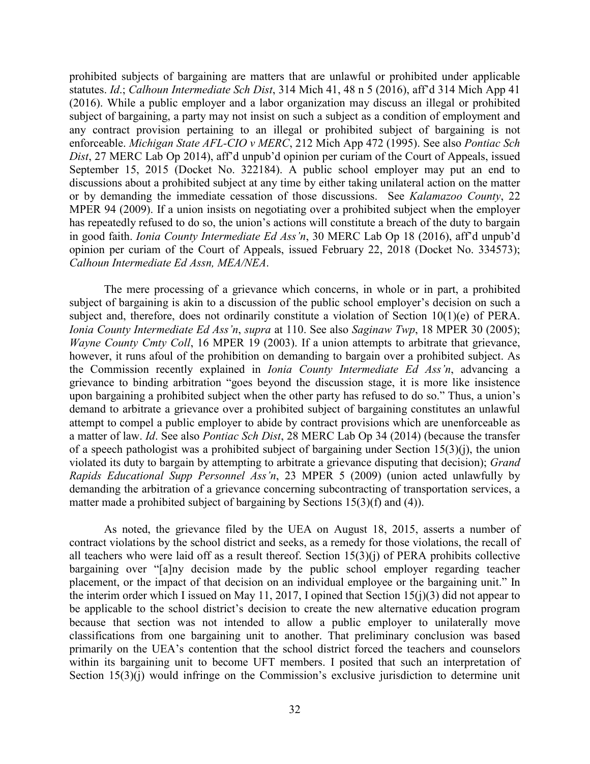prohibited subjects of bargaining are matters that are unlawful or prohibited under applicable statutes. *Id*.; *Calhoun Intermediate Sch Dist*, 314 Mich 41, 48 n 5 (2016), aff'd 314 Mich App 41 (2016). While a public employer and a labor organization may discuss an illegal or prohibited subject of bargaining, a party may not insist on such a subject as a condition of employment and any contract provision pertaining to an illegal or prohibited subject of bargaining is not enforceable. *Michigan State AFL-CIO v MERC*, 212 Mich App 472 (1995). See also *Pontiac Sch Dist*, 27 MERC Lab Op 2014), aff'd unpub'd opinion per curiam of the Court of Appeals, issued September 15, 2015 (Docket No. 322184). A public school employer may put an end to discussions about a prohibited subject at any time by either taking unilateral action on the matter or by demanding the immediate cessation of those discussions. See *Kalamazoo County*, 22 MPER 94 (2009). If a union insists on negotiating over a prohibited subject when the employer has repeatedly refused to do so, the union's actions will constitute a breach of the duty to bargain in good faith. *Ionia County Intermediate Ed Ass'n*, 30 MERC Lab Op 18 (2016), aff'd unpub'd opinion per curiam of the Court of Appeals, issued February 22, 2018 (Docket No. 334573); *Calhoun Intermediate Ed Assn, MEA/NEA*.

The mere processing of a grievance which concerns, in whole or in part, a prohibited subject of bargaining is akin to a discussion of the public school employer's decision on such a subject and, therefore, does not ordinarily constitute a violation of Section 10(1)(e) of PERA. *Ionia County Intermediate Ed Ass'n*, *supra* at 110. See also *Saginaw Twp*, 18 MPER 30 (2005); *Wayne County Cmty Coll*, 16 MPER 19 (2003). If a union attempts to arbitrate that grievance, however, it runs afoul of the prohibition on demanding to bargain over a prohibited subject. As the Commission recently explained in *Ionia County Intermediate Ed Ass'n*, advancing a grievance to binding arbitration "goes beyond the discussion stage, it is more like insistence upon bargaining a prohibited subject when the other party has refused to do so." Thus, a union's demand to arbitrate a grievance over a prohibited subject of bargaining constitutes an unlawful attempt to compel a public employer to abide by contract provisions which are unenforceable as a matter of law. *Id*. See also *Pontiac Sch Dist*, 28 MERC Lab Op 34 (2014) (because the transfer of a speech pathologist was a prohibited subject of bargaining under Section 15(3)(j), the union violated its duty to bargain by attempting to arbitrate a grievance disputing that decision); *Grand Rapids Educational Supp Personnel Ass'n*, 23 MPER 5 (2009) (union acted unlawfully by demanding the arbitration of a grievance concerning subcontracting of transportation services, a matter made a prohibited subject of bargaining by Sections 15(3)(f) and (4)).

As noted, the grievance filed by the UEA on August 18, 2015, asserts a number of contract violations by the school district and seeks, as a remedy for those violations, the recall of all teachers who were laid off as a result thereof. Section 15(3)(j) of PERA prohibits collective bargaining over "[a]ny decision made by the public school employer regarding teacher placement, or the impact of that decision on an individual employee or the bargaining unit." In the interim order which I issued on May 11, 2017, I opined that Section 15(j)(3) did not appear to be applicable to the school district's decision to create the new alternative education program because that section was not intended to allow a public employer to unilaterally move classifications from one bargaining unit to another. That preliminary conclusion was based primarily on the UEA's contention that the school district forced the teachers and counselors within its bargaining unit to become UFT members. I posited that such an interpretation of Section 15(3)(j) would infringe on the Commission's exclusive jurisdiction to determine unit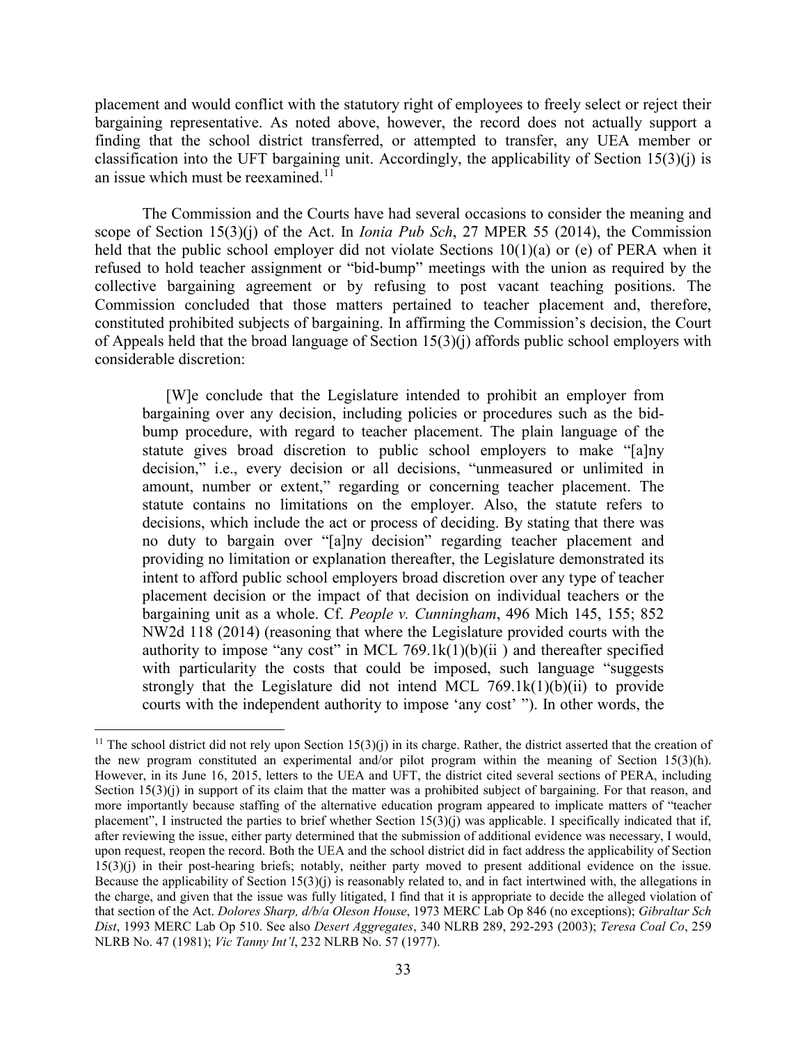placement and would conflict with the statutory right of employees to freely select or reject their bargaining representative. As noted above, however, the record does not actually support a finding that the school district transferred, or attempted to transfer, any UEA member or classification into the UFT bargaining unit. Accordingly, the applicability of Section 15(3)(j) is an issue which must be reexamined.[11]

The Commission and the Courts have had several occasions to consider the meaning and scope of Section 15(3)(j) of the Act. In *Ionia Pub Sch*, 27 MPER 55 (2014), the Commission held that the public school employer did not violate Sections 10(1)(a) or (e) of PERA when it refused to hold teacher assignment or "bid-bump" meetings with the union as required by the collective bargaining agreement or by refusing to post vacant teaching positions. The Commission concluded that those matters pertained to teacher placement and, therefore, constituted prohibited subjects of bargaining. In affirming the Commission's decision, the Court of Appeals held that the broad language of Section 15(3)(j) affords public school employers with considerable discretion:

> [W]e conclude that the Legislature intended to prohibit an employer from bargaining over any decision, including policies or procedures such as the bid-bump procedure, with regard to teacher placement. The plain language of the statute gives broad discretion to public school employers to make "[a]ny decision," i.e., every decision or all decisions, "unmeasured or unlimited in amount, number or extent," regarding or concerning teacher placement. The statute contains no limitations on the employer. Also, the statute refers to decisions, which include the act or process of deciding. By stating that there was no duty to bargain over "[a]ny decision" regarding teacher placement and providing no limitation or explanation thereafter, the Legislature demonstrated its intent to afford public school employers broad discretion over any type of teacher placement decision or the impact of that decision on individual teachers or the bargaining unit as a whole. Cf. *People v. Cunningham*, 496 Mich 145, 155; 852 NW2d 118 (2014) (reasoning that where the Legislature provided courts with the authority to impose "any cost" in MCL 769.1k(1)(b)(ii ) and thereafter specified with particularity the costs that could be imposed, such language "suggests strongly that the Legislature did not intend MCL 769.1k(1)(b)(ii) to provide courts with the independent authority to impose 'any cost' "). In other words, the

---

[11] The school district did not rely upon Section 15(3)(j) in its charge. Rather, the district asserted that the creation of the new program constituted an experimental and/or pilot program within the meaning of Section 15(3)(h). However, in its June 16, 2015, letters to the UEA and UFT, the district cited several sections of PERA, including Section 15(3)(j) in support of its claim that the matter was a prohibited subject of bargaining. For that reason, and more importantly because staffing of the alternative education program appeared to implicate matters of "teacher placement", I instructed the parties to brief whether Section 15(3)(j) was applicable. I specifically indicated that if, after reviewing the issue, either party determined that the submission of additional evidence was necessary, I would, upon request, reopen the record. Both the UEA and the school district did in fact address the applicability of Section 15(3)(j) in their post-hearing briefs; notably, neither party moved to present additional evidence on the issue. Because the applicability of Section 15(3)(j) is reasonably related to, and in fact intertwined with, the allegations in the charge, and given that the issue was fully litigated, I find that it is appropriate to decide the alleged violation of that section of the Act. *Dolores Sharp, d/b/a Oleson House*, 1973 MERC Lab Op 846 (no exceptions); *Gibraltar Sch Dist*, 1993 MERC Lab Op 510. See also *Desert Aggregates*, 340 NLRB 289, 292-293 (2003); *Teresa Coal Co*, 259 NLRB No. 47 (1981); *Vic Tanny Int'l*, 232 NLRB No. 57 (1977).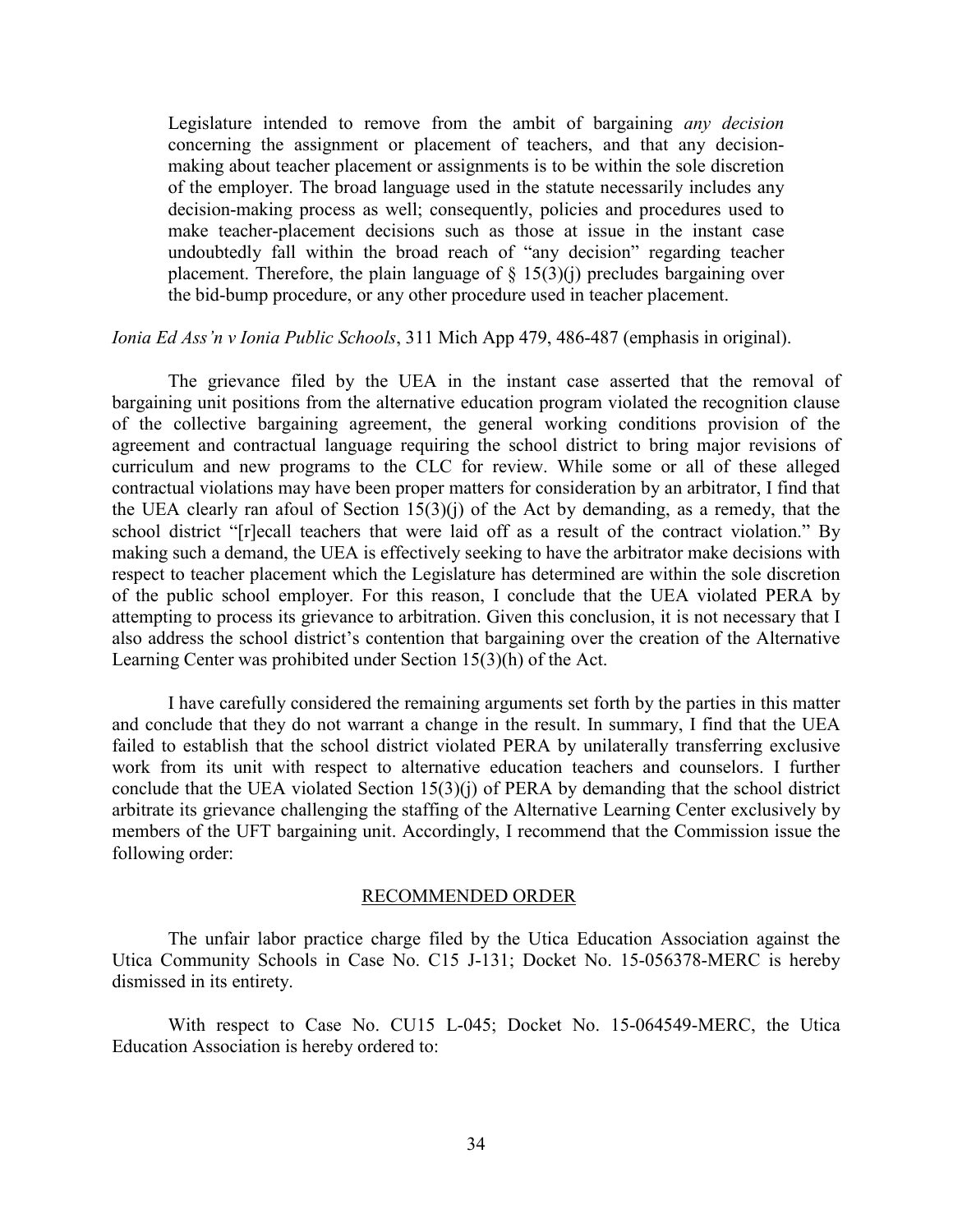> Legislature intended to remove from the ambit of bargaining *any decision* concerning the assignment or placement of teachers, and that any decision-making about teacher placement or assignments is to be within the sole discretion of the employer. The broad language used in the statute necessarily includes any decision-making process as well; consequently, policies and procedures used to make teacher-placement decisions such as those at issue in the instant case undoubtedly fall within the broad reach of "any decision" regarding teacher placement. Therefore, the plain language of § 15(3)(j) precludes bargaining over the bid-bump procedure, or any other procedure used in teacher placement.

*Ionia Ed Ass'n v Ionia Public Schools*, 311 Mich App 479, 486-487 (emphasis in original).

The grievance filed by the UEA in the instant case asserted that the removal of bargaining unit positions from the alternative education program violated the recognition clause of the collective bargaining agreement, the general working conditions provision of the agreement and contractual language requiring the school district to bring major revisions of curriculum and new programs to the CLC for review. While some or all of these alleged contractual violations may have been proper matters for consideration by an arbitrator, I find that the UEA clearly ran afoul of Section 15(3)(j) of the Act by demanding, as a remedy, that the school district "[r]ecall teachers that were laid off as a result of the contract violation." By making such a demand, the UEA is effectively seeking to have the arbitrator make decisions with respect to teacher placement which the Legislature has determined are within the sole discretion of the public school employer. For this reason, I conclude that the UEA violated PERA by attempting to process its grievance to arbitration. Given this conclusion, it is not necessary that I also address the school district's contention that bargaining over the creation of the Alternative Learning Center was prohibited under Section 15(3)(h) of the Act.

I have carefully considered the remaining arguments set forth by the parties in this matter and conclude that they do not warrant a change in the result. In summary, I find that the UEA failed to establish that the school district violated PERA by unilaterally transferring exclusive work from its unit with respect to alternative education teachers and counselors. I further conclude that the UEA violated Section 15(3)(j) of PERA by demanding that the school district arbitrate its grievance challenging the staffing of the Alternative Learning Center exclusively by members of the UFT bargaining unit. Accordingly, I recommend that the Commission issue the following order:

## RECOMMENDED ORDER

The unfair labor practice charge filed by the Utica Education Association against the Utica Community Schools in Case No. C15 J-131; Docket No. 15-056378-MERC is hereby dismissed in its entirety.

With respect to Case No. CU15 L-045; Docket No. 15-064549-MERC, the Utica Education Association is hereby ordered to: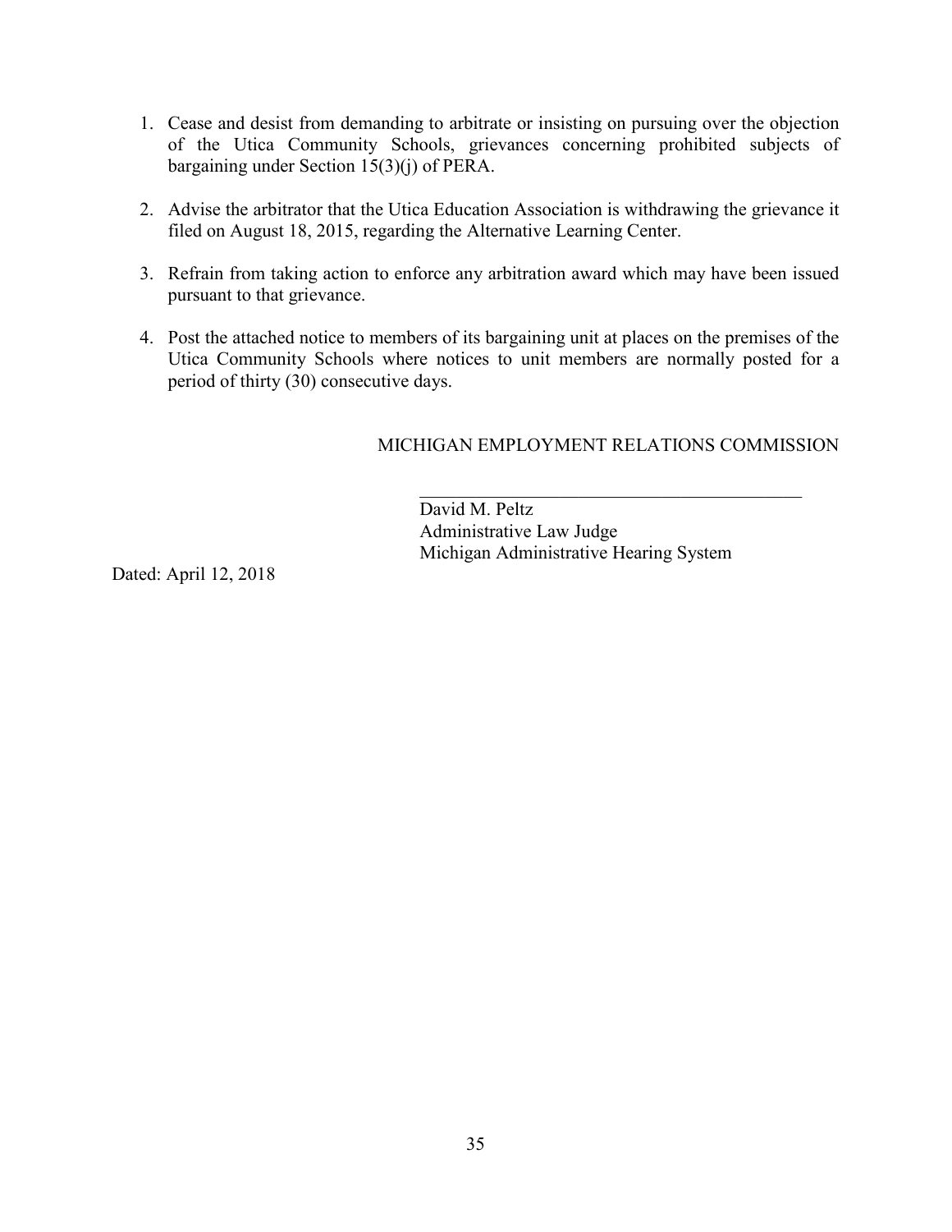1. Cease and desist from demanding to arbitrate or insisting on pursuing over the objection of the Utica Community Schools, grievances concerning prohibited subjects of bargaining under Section 15(3)(j) of PERA.

2. Advise the arbitrator that the Utica Education Association is withdrawing the grievance it filed on August 18, 2015, regarding the Alternative Learning Center.

3. Refrain from taking action to enforce any arbitration award which may have been issued pursuant to that grievance.

4. Post the attached notice to members of its bargaining unit at places on the premises of the Utica Community Schools where notices to unit members are normally posted for a period of thirty (30) consecutive days.

MICHIGAN EMPLOYMENT RELATIONS COMMISSION

\_\_\_\_\_\_\_\_\_\_\_\_\_\_\_\_\_\_\_\_\_\_\_\_\_\_\_\_\_\_\_\_\_\_\_\_\_\_\_\_\_\_\_\_

David M. Peltz
Administrative Law Judge
Michigan Administrative Hearing System

Dated: April 12, 2018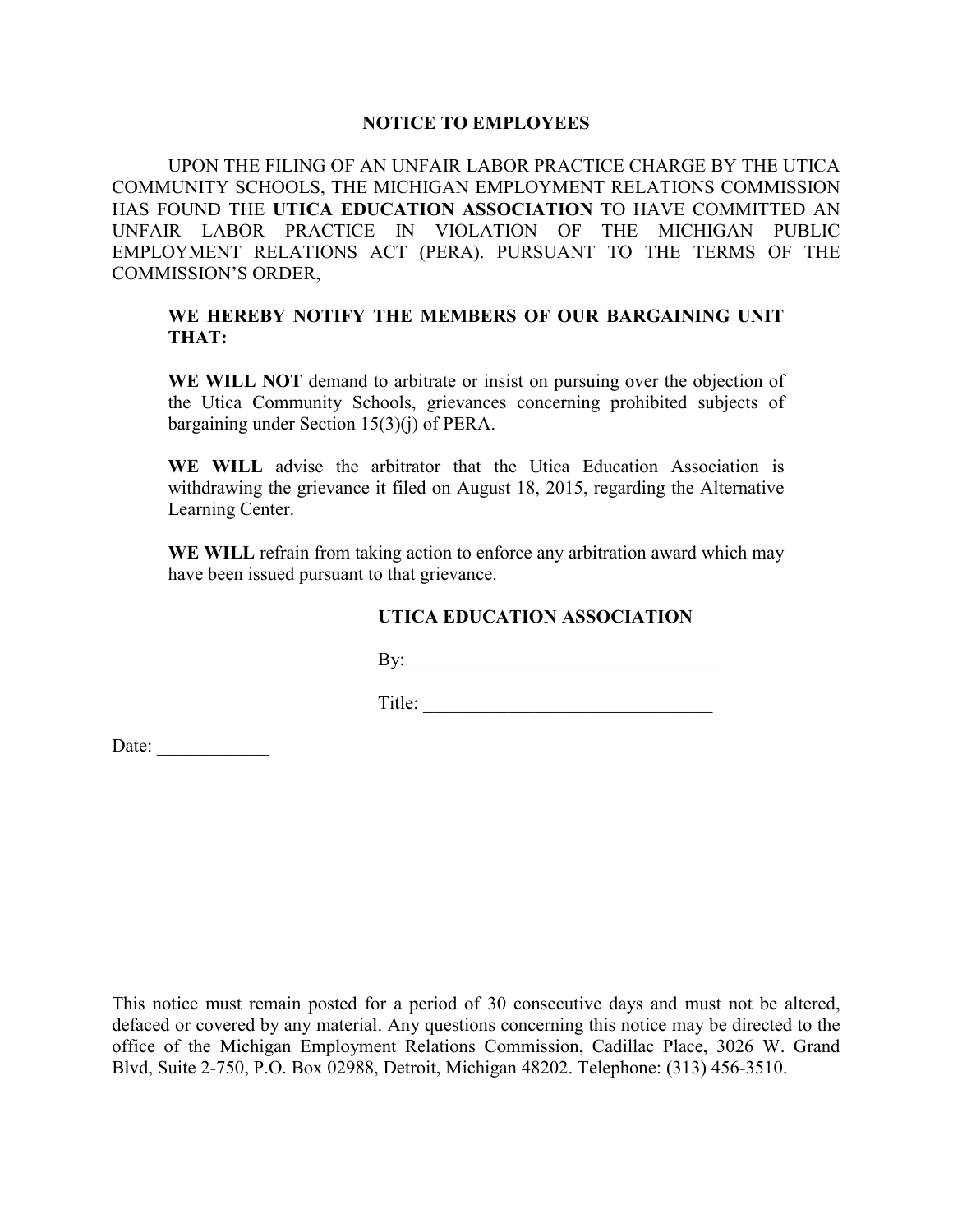## NOTICE TO EMPLOYEES

UPON THE FILING OF AN UNFAIR LABOR PRACTICE CHARGE BY THE UTICA COMMUNITY SCHOOLS, THE MICHIGAN EMPLOYMENT RELATIONS COMMISSION HAS FOUND THE **UTICA EDUCATION ASSOCIATION** TO HAVE COMMITTED AN UNFAIR LABOR PRACTICE IN VIOLATION OF THE MICHIGAN PUBLIC EMPLOYMENT RELATIONS ACT (PERA). PURSUANT TO THE TERMS OF THE COMMISSION'S ORDER,

**WE HEREBY NOTIFY THE MEMBERS OF OUR BARGAINING UNIT THAT:**

**WE WILL NOT** demand to arbitrate or insist on pursuing over the objection of the Utica Community Schools, grievances concerning prohibited subjects of bargaining under Section 15(3)(j) of PERA.

**WE WILL** advise the arbitrator that the Utica Education Association is withdrawing the grievance it filed on August 18, 2015, regarding the Alternative Learning Center.

**WE WILL** refrain from taking action to enforce any arbitration award which may have been issued pursuant to that grievance.

**UTICA EDUCATION ASSOCIATION**

By: _________________________________

Title: ______________________________

Date: ____________

This notice must remain posted for a period of 30 consecutive days and must not be altered, defaced or covered by any material. Any questions concerning this notice may be directed to the office of the Michigan Employment Relations Commission, Cadillac Place, 3026 W. Grand Blvd, Suite 2-750, P.O. Box 02988, Detroit, Michigan 48202. Telephone: (313) 456-3510.